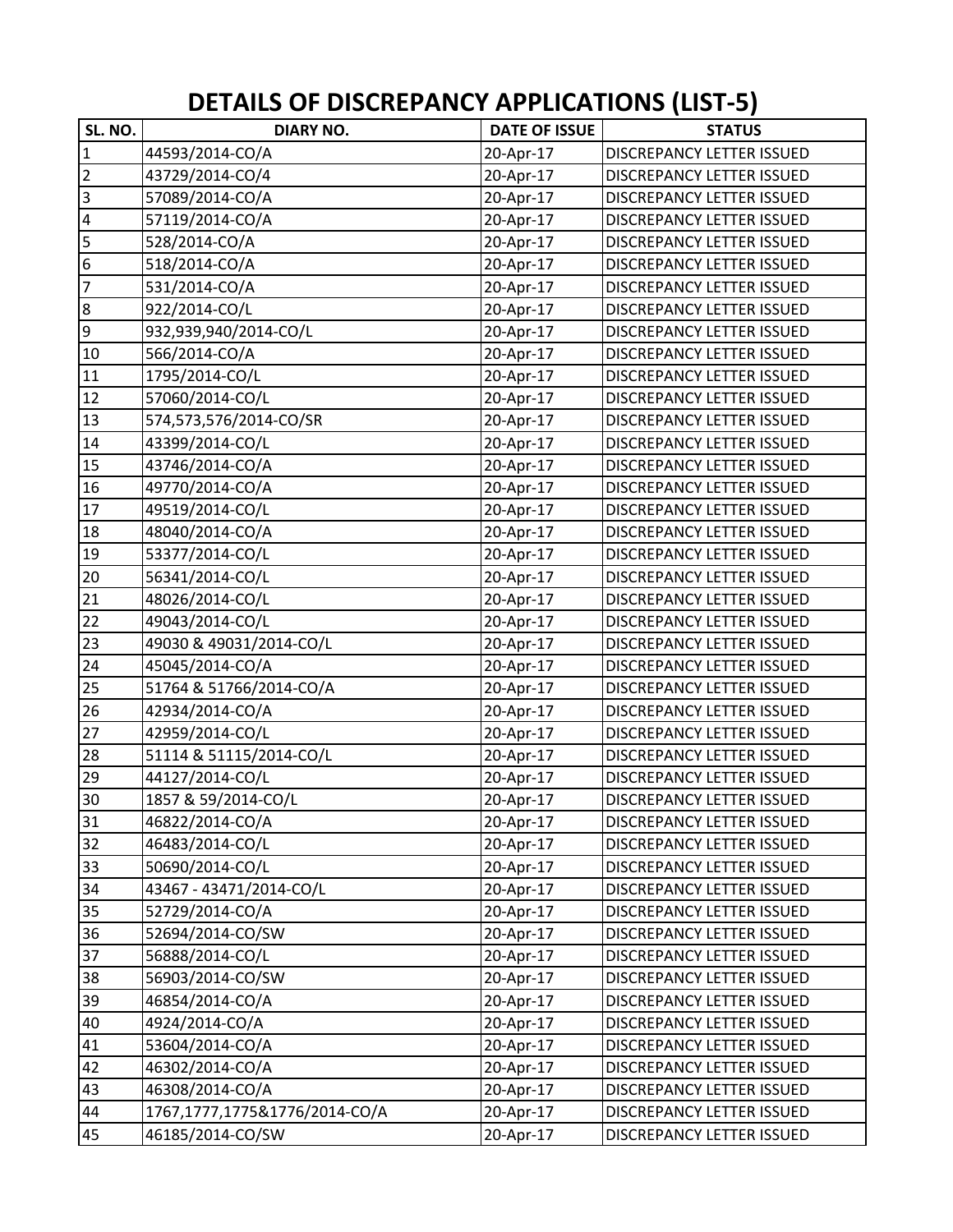# DETAILS OF DISCREPANCY APPLICATIONS (LIST-5)

| SL. NO. | DIARY NO. | DATE OF ISSUE | STATUS |
|---|---|---|---|
| 1 | 44593/2014-CO/A | 20-Apr-17 | DISCREPANCY LETTER ISSUED |
| 2 | 43729/2014-CO/4 | 20-Apr-17 | DISCREPANCY LETTER ISSUED |
| 3 | 57089/2014-CO/A | 20-Apr-17 | DISCREPANCY LETTER ISSUED |
| 4 | 57119/2014-CO/A | 20-Apr-17 | DISCREPANCY LETTER ISSUED |
| 5 | 528/2014-CO/A | 20-Apr-17 | DISCREPANCY LETTER ISSUED |
| 6 | 518/2014-CO/A | 20-Apr-17 | DISCREPANCY LETTER ISSUED |
| 7 | 531/2014-CO/A | 20-Apr-17 | DISCREPANCY LETTER ISSUED |
| 8 | 922/2014-CO/L | 20-Apr-17 | DISCREPANCY LETTER ISSUED |
| 9 | 932,939,940/2014-CO/L | 20-Apr-17 | DISCREPANCY LETTER ISSUED |
| 10 | 566/2014-CO/A | 20-Apr-17 | DISCREPANCY LETTER ISSUED |
| 11 | 1795/2014-CO/L | 20-Apr-17 | DISCREPANCY LETTER ISSUED |
| 12 | 57060/2014-CO/L | 20-Apr-17 | DISCREPANCY LETTER ISSUED |
| 13 | 574,573,576/2014-CO/SR | 20-Apr-17 | DISCREPANCY LETTER ISSUED |
| 14 | 43399/2014-CO/L | 20-Apr-17 | DISCREPANCY LETTER ISSUED |
| 15 | 43746/2014-CO/A | 20-Apr-17 | DISCREPANCY LETTER ISSUED |
| 16 | 49770/2014-CO/A | 20-Apr-17 | DISCREPANCY LETTER ISSUED |
| 17 | 49519/2014-CO/L | 20-Apr-17 | DISCREPANCY LETTER ISSUED |
| 18 | 48040/2014-CO/A | 20-Apr-17 | DISCREPANCY LETTER ISSUED |
| 19 | 53377/2014-CO/L | 20-Apr-17 | DISCREPANCY LETTER ISSUED |
| 20 | 56341/2014-CO/L | 20-Apr-17 | DISCREPANCY LETTER ISSUED |
| 21 | 48026/2014-CO/L | 20-Apr-17 | DISCREPANCY LETTER ISSUED |
| 22 | 49043/2014-CO/L | 20-Apr-17 | DISCREPANCY LETTER ISSUED |
| 23 | 49030 & 49031/2014-CO/L | 20-Apr-17 | DISCREPANCY LETTER ISSUED |
| 24 | 45045/2014-CO/A | 20-Apr-17 | DISCREPANCY LETTER ISSUED |
| 25 | 51764 & 51766/2014-CO/A | 20-Apr-17 | DISCREPANCY LETTER ISSUED |
| 26 | 42934/2014-CO/A | 20-Apr-17 | DISCREPANCY LETTER ISSUED |
| 27 | 42959/2014-CO/L | 20-Apr-17 | DISCREPANCY LETTER ISSUED |
| 28 | 51114 & 51115/2014-CO/L | 20-Apr-17 | DISCREPANCY LETTER ISSUED |
| 29 | 44127/2014-CO/L | 20-Apr-17 | DISCREPANCY LETTER ISSUED |
| 30 | 1857 & 59/2014-CO/L | 20-Apr-17 | DISCREPANCY LETTER ISSUED |
| 31 | 46822/2014-CO/A | 20-Apr-17 | DISCREPANCY LETTER ISSUED |
| 32 | 46483/2014-CO/L | 20-Apr-17 | DISCREPANCY LETTER ISSUED |
| 33 | 50690/2014-CO/L | 20-Apr-17 | DISCREPANCY LETTER ISSUED |
| 34 | 43467 - 43471/2014-CO/L | 20-Apr-17 | DISCREPANCY LETTER ISSUED |
| 35 | 52729/2014-CO/A | 20-Apr-17 | DISCREPANCY LETTER ISSUED |
| 36 | 52694/2014-CO/SW | 20-Apr-17 | DISCREPANCY LETTER ISSUED |
| 37 | 56888/2014-CO/L | 20-Apr-17 | DISCREPANCY LETTER ISSUED |
| 38 | 56903/2014-CO/SW | 20-Apr-17 | DISCREPANCY LETTER ISSUED |
| 39 | 46854/2014-CO/A | 20-Apr-17 | DISCREPANCY LETTER ISSUED |
| 40 | 4924/2014-CO/A | 20-Apr-17 | DISCREPANCY LETTER ISSUED |
| 41 | 53604/2014-CO/A | 20-Apr-17 | DISCREPANCY LETTER ISSUED |
| 42 | 46302/2014-CO/A | 20-Apr-17 | DISCREPANCY LETTER ISSUED |
| 43 | 46308/2014-CO/A | 20-Apr-17 | DISCREPANCY LETTER ISSUED |
| 44 | 1767,1777,1775&1776/2014-CO/A | 20-Apr-17 | DISCREPANCY LETTER ISSUED |
| 45 | 46185/2014-CO/SW | 20-Apr-17 | DISCREPANCY LETTER ISSUED |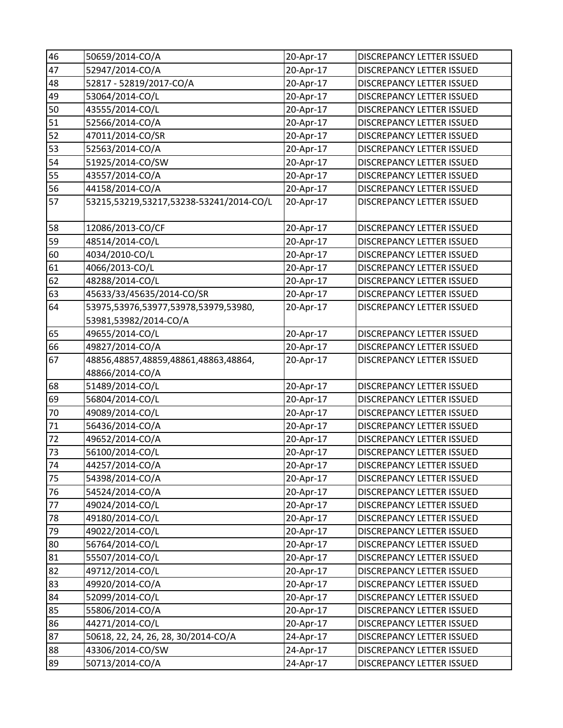| | | | |
|---|---|---|---|
| 46 | 50659/2014-CO/A | 20-Apr-17 | DISCREPANCY LETTER ISSUED |
| 47 | 52947/2014-CO/A | 20-Apr-17 | DISCREPANCY LETTER ISSUED |
| 48 | 52817 - 52819/2017-CO/A | 20-Apr-17 | DISCREPANCY LETTER ISSUED |
| 49 | 53064/2014-CO/L | 20-Apr-17 | DISCREPANCY LETTER ISSUED |
| 50 | 43555/2014-CO/L | 20-Apr-17 | DISCREPANCY LETTER ISSUED |
| 51 | 52566/2014-CO/A | 20-Apr-17 | DISCREPANCY LETTER ISSUED |
| 52 | 47011/2014-CO/SR | 20-Apr-17 | DISCREPANCY LETTER ISSUED |
| 53 | 52563/2014-CO/A | 20-Apr-17 | DISCREPANCY LETTER ISSUED |
| 54 | 51925/2014-CO/SW | 20-Apr-17 | DISCREPANCY LETTER ISSUED |
| 55 | 43557/2014-CO/A | 20-Apr-17 | DISCREPANCY LETTER ISSUED |
| 56 | 44158/2014-CO/A | 20-Apr-17 | DISCREPANCY LETTER ISSUED |
| 57 | 53215,53219,53217,53238-53241/2014-CO/L | 20-Apr-17 | DISCREPANCY LETTER ISSUED |
| 58 | 12086/2013-CO/CF | 20-Apr-17 | DISCREPANCY LETTER ISSUED |
| 59 | 48514/2014-CO/L | 20-Apr-17 | DISCREPANCY LETTER ISSUED |
| 60 | 4034/2010-CO/L | 20-Apr-17 | DISCREPANCY LETTER ISSUED |
| 61 | 4066/2013-CO/L | 20-Apr-17 | DISCREPANCY LETTER ISSUED |
| 62 | 48288/2014-CO/L | 20-Apr-17 | DISCREPANCY LETTER ISSUED |
| 63 | 45633/33/45635/2014-CO/SR | 20-Apr-17 | DISCREPANCY LETTER ISSUED |
| 64 | 53975,53976,53977,53978,53979,53980, 53981,53982/2014-CO/A | 20-Apr-17 | DISCREPANCY LETTER ISSUED |
| 65 | 49655/2014-CO/L | 20-Apr-17 | DISCREPANCY LETTER ISSUED |
| 66 | 49827/2014-CO/A | 20-Apr-17 | DISCREPANCY LETTER ISSUED |
| 67 | 48856,48857,48859,48861,48863,48864, 48866/2014-CO/A | 20-Apr-17 | DISCREPANCY LETTER ISSUED |
| 68 | 51489/2014-CO/L | 20-Apr-17 | DISCREPANCY LETTER ISSUED |
| 69 | 56804/2014-CO/L | 20-Apr-17 | DISCREPANCY LETTER ISSUED |
| 70 | 49089/2014-CO/L | 20-Apr-17 | DISCREPANCY LETTER ISSUED |
| 71 | 56436/2014-CO/A | 20-Apr-17 | DISCREPANCY LETTER ISSUED |
| 72 | 49652/2014-CO/A | 20-Apr-17 | DISCREPANCY LETTER ISSUED |
| 73 | 56100/2014-CO/L | 20-Apr-17 | DISCREPANCY LETTER ISSUED |
| 74 | 44257/2014-CO/A | 20-Apr-17 | DISCREPANCY LETTER ISSUED |
| 75 | 54398/2014-CO/A | 20-Apr-17 | DISCREPANCY LETTER ISSUED |
| 76 | 54524/2014-CO/A | 20-Apr-17 | DISCREPANCY LETTER ISSUED |
| 77 | 49024/2014-CO/L | 20-Apr-17 | DISCREPANCY LETTER ISSUED |
| 78 | 49180/2014-CO/L | 20-Apr-17 | DISCREPANCY LETTER ISSUED |
| 79 | 49022/2014-CO/L | 20-Apr-17 | DISCREPANCY LETTER ISSUED |
| 80 | 56764/2014-CO/L | 20-Apr-17 | DISCREPANCY LETTER ISSUED |
| 81 | 55507/2014-CO/L | 20-Apr-17 | DISCREPANCY LETTER ISSUED |
| 82 | 49712/2014-CO/L | 20-Apr-17 | DISCREPANCY LETTER ISSUED |
| 83 | 49920/2014-CO/A | 20-Apr-17 | DISCREPANCY LETTER ISSUED |
| 84 | 52099/2014-CO/L | 20-Apr-17 | DISCREPANCY LETTER ISSUED |
| 85 | 55806/2014-CO/A | 20-Apr-17 | DISCREPANCY LETTER ISSUED |
| 86 | 44271/2014-CO/L | 20-Apr-17 | DISCREPANCY LETTER ISSUED |
| 87 | 50618, 22, 24, 26, 28, 30/2014-CO/A | 24-Apr-17 | DISCREPANCY LETTER ISSUED |
| 88 | 43306/2014-CO/SW | 24-Apr-17 | DISCREPANCY LETTER ISSUED |
| 89 | 50713/2014-CO/A | 24-Apr-17 | DISCREPANCY LETTER ISSUED |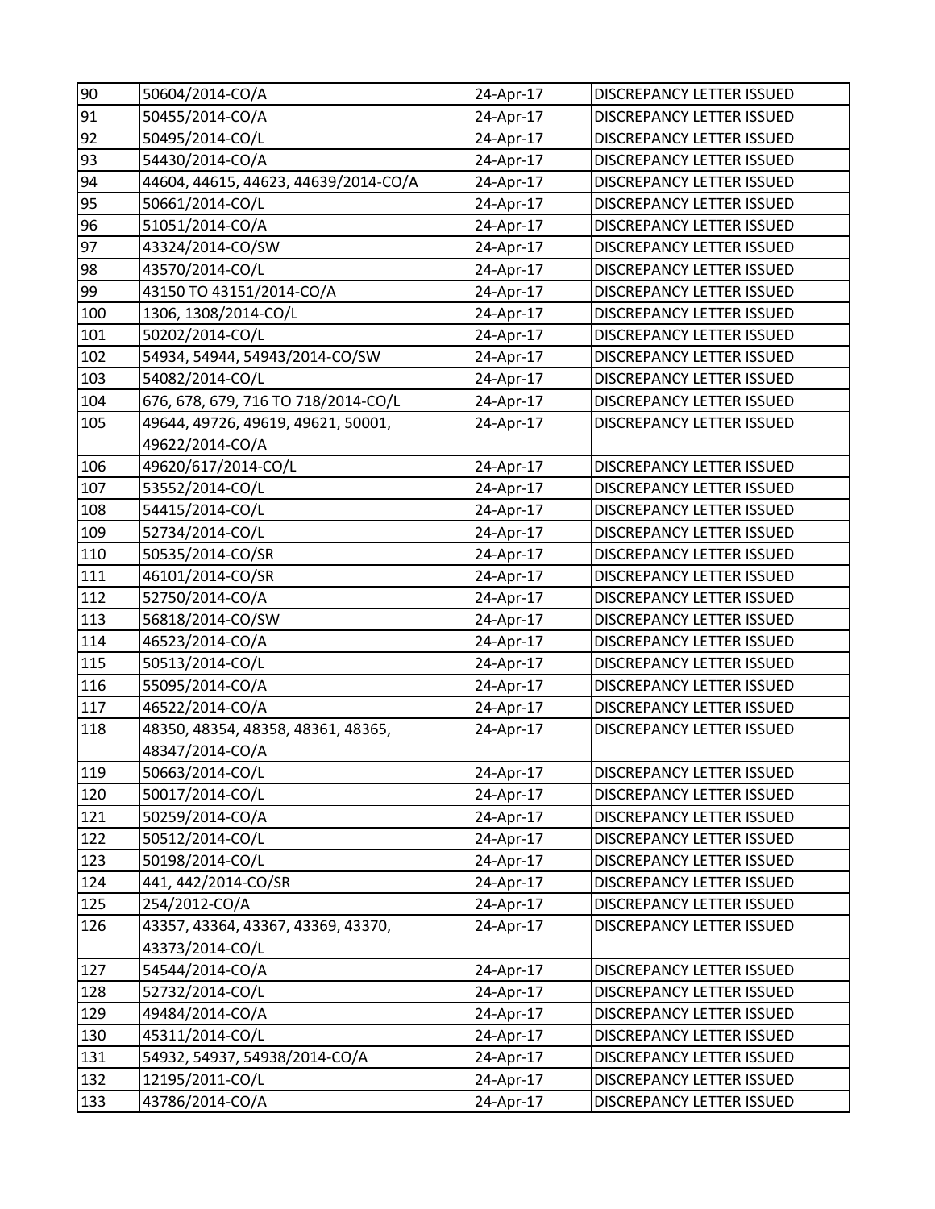| 90 | 50604/2014-CO/A | 24-Apr-17 | DISCREPANCY LETTER ISSUED |
|---|---|---|---|
| 91 | 50455/2014-CO/A | 24-Apr-17 | DISCREPANCY LETTER ISSUED |
| 92 | 50495/2014-CO/L | 24-Apr-17 | DISCREPANCY LETTER ISSUED |
| 93 | 54430/2014-CO/A | 24-Apr-17 | DISCREPANCY LETTER ISSUED |
| 94 | 44604, 44615, 44623, 44639/2014-CO/A | 24-Apr-17 | DISCREPANCY LETTER ISSUED |
| 95 | 50661/2014-CO/L | 24-Apr-17 | DISCREPANCY LETTER ISSUED |
| 96 | 51051/2014-CO/A | 24-Apr-17 | DISCREPANCY LETTER ISSUED |
| 97 | 43324/2014-CO/SW | 24-Apr-17 | DISCREPANCY LETTER ISSUED |
| 98 | 43570/2014-CO/L | 24-Apr-17 | DISCREPANCY LETTER ISSUED |
| 99 | 43150 TO 43151/2014-CO/A | 24-Apr-17 | DISCREPANCY LETTER ISSUED |
| 100 | 1306, 1308/2014-CO/L | 24-Apr-17 | DISCREPANCY LETTER ISSUED |
| 101 | 50202/2014-CO/L | 24-Apr-17 | DISCREPANCY LETTER ISSUED |
| 102 | 54934, 54944, 54943/2014-CO/SW | 24-Apr-17 | DISCREPANCY LETTER ISSUED |
| 103 | 54082/2014-CO/L | 24-Apr-17 | DISCREPANCY LETTER ISSUED |
| 104 | 676, 678, 679, 716 TO 718/2014-CO/L | 24-Apr-17 | DISCREPANCY LETTER ISSUED |
| 105 | 49644, 49726, 49619, 49621, 50001, 49622/2014-CO/A | 24-Apr-17 | DISCREPANCY LETTER ISSUED |
| 106 | 49620/617/2014-CO/L | 24-Apr-17 | DISCREPANCY LETTER ISSUED |
| 107 | 53552/2014-CO/L | 24-Apr-17 | DISCREPANCY LETTER ISSUED |
| 108 | 54415/2014-CO/L | 24-Apr-17 | DISCREPANCY LETTER ISSUED |
| 109 | 52734/2014-CO/L | 24-Apr-17 | DISCREPANCY LETTER ISSUED |
| 110 | 50535/2014-CO/SR | 24-Apr-17 | DISCREPANCY LETTER ISSUED |
| 111 | 46101/2014-CO/SR | 24-Apr-17 | DISCREPANCY LETTER ISSUED |
| 112 | 52750/2014-CO/A | 24-Apr-17 | DISCREPANCY LETTER ISSUED |
| 113 | 56818/2014-CO/SW | 24-Apr-17 | DISCREPANCY LETTER ISSUED |
| 114 | 46523/2014-CO/A | 24-Apr-17 | DISCREPANCY LETTER ISSUED |
| 115 | 50513/2014-CO/L | 24-Apr-17 | DISCREPANCY LETTER ISSUED |
| 116 | 55095/2014-CO/A | 24-Apr-17 | DISCREPANCY LETTER ISSUED |
| 117 | 46522/2014-CO/A | 24-Apr-17 | DISCREPANCY LETTER ISSUED |
| 118 | 48350, 48354, 48358, 48361, 48365, 48347/2014-CO/A | 24-Apr-17 | DISCREPANCY LETTER ISSUED |
| 119 | 50663/2014-CO/L | 24-Apr-17 | DISCREPANCY LETTER ISSUED |
| 120 | 50017/2014-CO/L | 24-Apr-17 | DISCREPANCY LETTER ISSUED |
| 121 | 50259/2014-CO/A | 24-Apr-17 | DISCREPANCY LETTER ISSUED |
| 122 | 50512/2014-CO/L | 24-Apr-17 | DISCREPANCY LETTER ISSUED |
| 123 | 50198/2014-CO/L | 24-Apr-17 | DISCREPANCY LETTER ISSUED |
| 124 | 441, 442/2014-CO/SR | 24-Apr-17 | DISCREPANCY LETTER ISSUED |
| 125 | 254/2012-CO/A | 24-Apr-17 | DISCREPANCY LETTER ISSUED |
| 126 | 43357, 43364, 43367, 43369, 43370, 43373/2014-CO/L | 24-Apr-17 | DISCREPANCY LETTER ISSUED |
| 127 | 54544/2014-CO/A | 24-Apr-17 | DISCREPANCY LETTER ISSUED |
| 128 | 52732/2014-CO/L | 24-Apr-17 | DISCREPANCY LETTER ISSUED |
| 129 | 49484/2014-CO/A | 24-Apr-17 | DISCREPANCY LETTER ISSUED |
| 130 | 45311/2014-CO/L | 24-Apr-17 | DISCREPANCY LETTER ISSUED |
| 131 | 54932, 54937, 54938/2014-CO/A | 24-Apr-17 | DISCREPANCY LETTER ISSUED |
| 132 | 12195/2011-CO/L | 24-Apr-17 | DISCREPANCY LETTER ISSUED |
| 133 | 43786/2014-CO/A | 24-Apr-17 | DISCREPANCY LETTER ISSUED |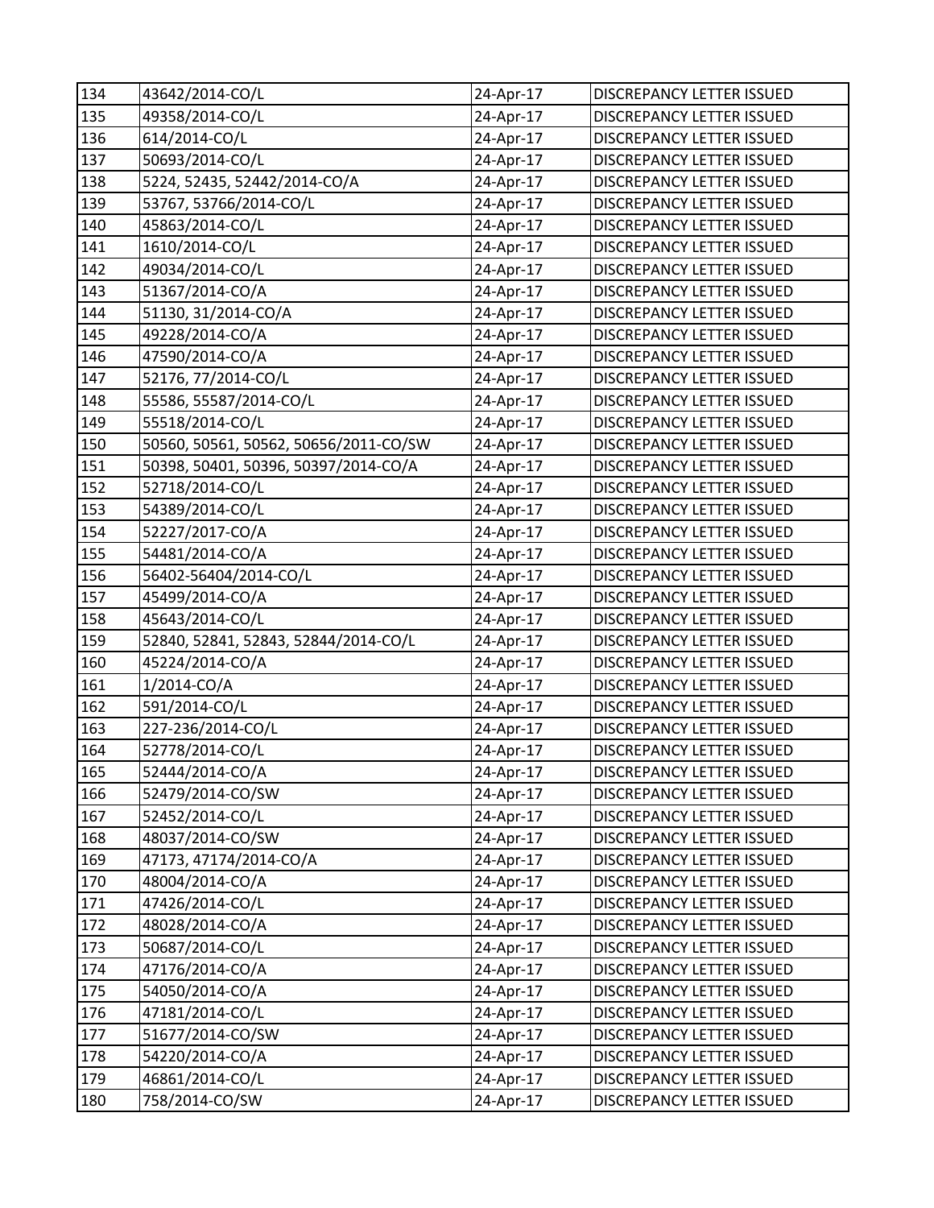| | | | |
|---|---|---|---|
| 134 | 43642/2014-CO/L | 24-Apr-17 | DISCREPANCY LETTER ISSUED |
| 135 | 49358/2014-CO/L | 24-Apr-17 | DISCREPANCY LETTER ISSUED |
| 136 | 614/2014-CO/L | 24-Apr-17 | DISCREPANCY LETTER ISSUED |
| 137 | 50693/2014-CO/L | 24-Apr-17 | DISCREPANCY LETTER ISSUED |
| 138 | 5224, 52435, 52442/2014-CO/A | 24-Apr-17 | DISCREPANCY LETTER ISSUED |
| 139 | 53767, 53766/2014-CO/L | 24-Apr-17 | DISCREPANCY LETTER ISSUED |
| 140 | 45863/2014-CO/L | 24-Apr-17 | DISCREPANCY LETTER ISSUED |
| 141 | 1610/2014-CO/L | 24-Apr-17 | DISCREPANCY LETTER ISSUED |
| 142 | 49034/2014-CO/L | 24-Apr-17 | DISCREPANCY LETTER ISSUED |
| 143 | 51367/2014-CO/A | 24-Apr-17 | DISCREPANCY LETTER ISSUED |
| 144 | 51130, 31/2014-CO/A | 24-Apr-17 | DISCREPANCY LETTER ISSUED |
| 145 | 49228/2014-CO/A | 24-Apr-17 | DISCREPANCY LETTER ISSUED |
| 146 | 47590/2014-CO/A | 24-Apr-17 | DISCREPANCY LETTER ISSUED |
| 147 | 52176, 77/2014-CO/L | 24-Apr-17 | DISCREPANCY LETTER ISSUED |
| 148 | 55586, 55587/2014-CO/L | 24-Apr-17 | DISCREPANCY LETTER ISSUED |
| 149 | 55518/2014-CO/L | 24-Apr-17 | DISCREPANCY LETTER ISSUED |
| 150 | 50560, 50561, 50562, 50656/2011-CO/SW | 24-Apr-17 | DISCREPANCY LETTER ISSUED |
| 151 | 50398, 50401, 50396, 50397/2014-CO/A | 24-Apr-17 | DISCREPANCY LETTER ISSUED |
| 152 | 52718/2014-CO/L | 24-Apr-17 | DISCREPANCY LETTER ISSUED |
| 153 | 54389/2014-CO/L | 24-Apr-17 | DISCREPANCY LETTER ISSUED |
| 154 | 52227/2017-CO/A | 24-Apr-17 | DISCREPANCY LETTER ISSUED |
| 155 | 54481/2014-CO/A | 24-Apr-17 | DISCREPANCY LETTER ISSUED |
| 156 | 56402-56404/2014-CO/L | 24-Apr-17 | DISCREPANCY LETTER ISSUED |
| 157 | 45499/2014-CO/A | 24-Apr-17 | DISCREPANCY LETTER ISSUED |
| 158 | 45643/2014-CO/L | 24-Apr-17 | DISCREPANCY LETTER ISSUED |
| 159 | 52840, 52841, 52843, 52844/2014-CO/L | 24-Apr-17 | DISCREPANCY LETTER ISSUED |
| 160 | 45224/2014-CO/A | 24-Apr-17 | DISCREPANCY LETTER ISSUED |
| 161 | 1/2014-CO/A | 24-Apr-17 | DISCREPANCY LETTER ISSUED |
| 162 | 591/2014-CO/L | 24-Apr-17 | DISCREPANCY LETTER ISSUED |
| 163 | 227-236/2014-CO/L | 24-Apr-17 | DISCREPANCY LETTER ISSUED |
| 164 | 52778/2014-CO/L | 24-Apr-17 | DISCREPANCY LETTER ISSUED |
| 165 | 52444/2014-CO/A | 24-Apr-17 | DISCREPANCY LETTER ISSUED |
| 166 | 52479/2014-CO/SW | 24-Apr-17 | DISCREPANCY LETTER ISSUED |
| 167 | 52452/2014-CO/L | 24-Apr-17 | DISCREPANCY LETTER ISSUED |
| 168 | 48037/2014-CO/SW | 24-Apr-17 | DISCREPANCY LETTER ISSUED |
| 169 | 47173, 47174/2014-CO/A | 24-Apr-17 | DISCREPANCY LETTER ISSUED |
| 170 | 48004/2014-CO/A | 24-Apr-17 | DISCREPANCY LETTER ISSUED |
| 171 | 47426/2014-CO/L | 24-Apr-17 | DISCREPANCY LETTER ISSUED |
| 172 | 48028/2014-CO/A | 24-Apr-17 | DISCREPANCY LETTER ISSUED |
| 173 | 50687/2014-CO/L | 24-Apr-17 | DISCREPANCY LETTER ISSUED |
| 174 | 47176/2014-CO/A | 24-Apr-17 | DISCREPANCY LETTER ISSUED |
| 175 | 54050/2014-CO/A | 24-Apr-17 | DISCREPANCY LETTER ISSUED |
| 176 | 47181/2014-CO/L | 24-Apr-17 | DISCREPANCY LETTER ISSUED |
| 177 | 51677/2014-CO/SW | 24-Apr-17 | DISCREPANCY LETTER ISSUED |
| 178 | 54220/2014-CO/A | 24-Apr-17 | DISCREPANCY LETTER ISSUED |
| 179 | 46861/2014-CO/L | 24-Apr-17 | DISCREPANCY LETTER ISSUED |
| 180 | 758/2014-CO/SW | 24-Apr-17 | DISCREPANCY LETTER ISSUED |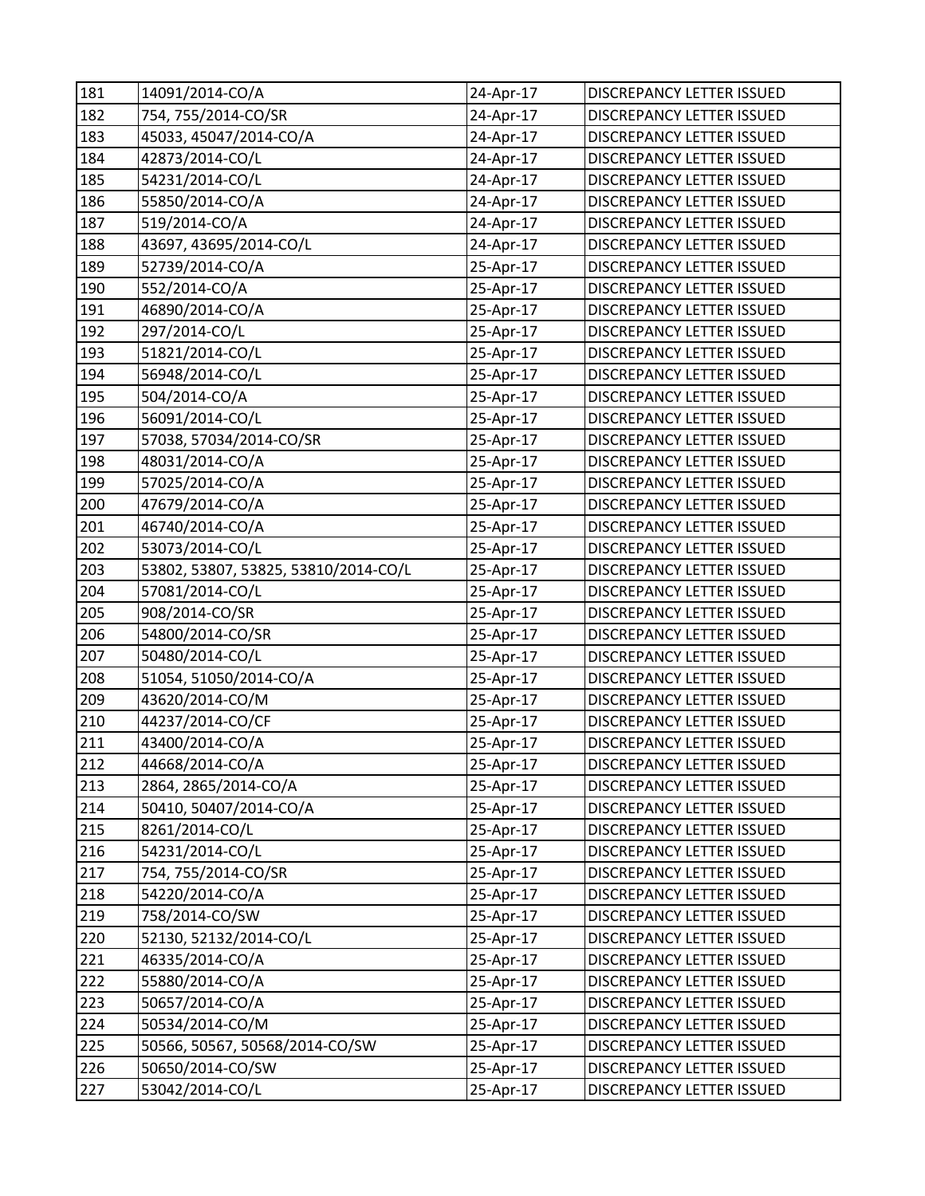| 181 | 14091/2014-CO/A | 24-Apr-17 | DISCREPANCY LETTER ISSUED |
|---|---|---|---|
| 182 | 754, 755/2014-CO/SR | 24-Apr-17 | DISCREPANCY LETTER ISSUED |
| 183 | 45033, 45047/2014-CO/A | 24-Apr-17 | DISCREPANCY LETTER ISSUED |
| 184 | 42873/2014-CO/L | 24-Apr-17 | DISCREPANCY LETTER ISSUED |
| 185 | 54231/2014-CO/L | 24-Apr-17 | DISCREPANCY LETTER ISSUED |
| 186 | 55850/2014-CO/A | 24-Apr-17 | DISCREPANCY LETTER ISSUED |
| 187 | 519/2014-CO/A | 24-Apr-17 | DISCREPANCY LETTER ISSUED |
| 188 | 43697, 43695/2014-CO/L | 24-Apr-17 | DISCREPANCY LETTER ISSUED |
| 189 | 52739/2014-CO/A | 25-Apr-17 | DISCREPANCY LETTER ISSUED |
| 190 | 552/2014-CO/A | 25-Apr-17 | DISCREPANCY LETTER ISSUED |
| 191 | 46890/2014-CO/A | 25-Apr-17 | DISCREPANCY LETTER ISSUED |
| 192 | 297/2014-CO/L | 25-Apr-17 | DISCREPANCY LETTER ISSUED |
| 193 | 51821/2014-CO/L | 25-Apr-17 | DISCREPANCY LETTER ISSUED |
| 194 | 56948/2014-CO/L | 25-Apr-17 | DISCREPANCY LETTER ISSUED |
| 195 | 504/2014-CO/A | 25-Apr-17 | DISCREPANCY LETTER ISSUED |
| 196 | 56091/2014-CO/L | 25-Apr-17 | DISCREPANCY LETTER ISSUED |
| 197 | 57038, 57034/2014-CO/SR | 25-Apr-17 | DISCREPANCY LETTER ISSUED |
| 198 | 48031/2014-CO/A | 25-Apr-17 | DISCREPANCY LETTER ISSUED |
| 199 | 57025/2014-CO/A | 25-Apr-17 | DISCREPANCY LETTER ISSUED |
| 200 | 47679/2014-CO/A | 25-Apr-17 | DISCREPANCY LETTER ISSUED |
| 201 | 46740/2014-CO/A | 25-Apr-17 | DISCREPANCY LETTER ISSUED |
| 202 | 53073/2014-CO/L | 25-Apr-17 | DISCREPANCY LETTER ISSUED |
| 203 | 53802, 53807, 53825, 53810/2014-CO/L | 25-Apr-17 | DISCREPANCY LETTER ISSUED |
| 204 | 57081/2014-CO/L | 25-Apr-17 | DISCREPANCY LETTER ISSUED |
| 205 | 908/2014-CO/SR | 25-Apr-17 | DISCREPANCY LETTER ISSUED |
| 206 | 54800/2014-CO/SR | 25-Apr-17 | DISCREPANCY LETTER ISSUED |
| 207 | 50480/2014-CO/L | 25-Apr-17 | DISCREPANCY LETTER ISSUED |
| 208 | 51054, 51050/2014-CO/A | 25-Apr-17 | DISCREPANCY LETTER ISSUED |
| 209 | 43620/2014-CO/M | 25-Apr-17 | DISCREPANCY LETTER ISSUED |
| 210 | 44237/2014-CO/CF | 25-Apr-17 | DISCREPANCY LETTER ISSUED |
| 211 | 43400/2014-CO/A | 25-Apr-17 | DISCREPANCY LETTER ISSUED |
| 212 | 44668/2014-CO/A | 25-Apr-17 | DISCREPANCY LETTER ISSUED |
| 213 | 2864, 2865/2014-CO/A | 25-Apr-17 | DISCREPANCY LETTER ISSUED |
| 214 | 50410, 50407/2014-CO/A | 25-Apr-17 | DISCREPANCY LETTER ISSUED |
| 215 | 8261/2014-CO/L | 25-Apr-17 | DISCREPANCY LETTER ISSUED |
| 216 | 54231/2014-CO/L | 25-Apr-17 | DISCREPANCY LETTER ISSUED |
| 217 | 754, 755/2014-CO/SR | 25-Apr-17 | DISCREPANCY LETTER ISSUED |
| 218 | 54220/2014-CO/A | 25-Apr-17 | DISCREPANCY LETTER ISSUED |
| 219 | 758/2014-CO/SW | 25-Apr-17 | DISCREPANCY LETTER ISSUED |
| 220 | 52130, 52132/2014-CO/L | 25-Apr-17 | DISCREPANCY LETTER ISSUED |
| 221 | 46335/2014-CO/A | 25-Apr-17 | DISCREPANCY LETTER ISSUED |
| 222 | 55880/2014-CO/A | 25-Apr-17 | DISCREPANCY LETTER ISSUED |
| 223 | 50657/2014-CO/A | 25-Apr-17 | DISCREPANCY LETTER ISSUED |
| 224 | 50534/2014-CO/M | 25-Apr-17 | DISCREPANCY LETTER ISSUED |
| 225 | 50566, 50567, 50568/2014-CO/SW | 25-Apr-17 | DISCREPANCY LETTER ISSUED |
| 226 | 50650/2014-CO/SW | 25-Apr-17 | DISCREPANCY LETTER ISSUED |
| 227 | 53042/2014-CO/L | 25-Apr-17 | DISCREPANCY LETTER ISSUED |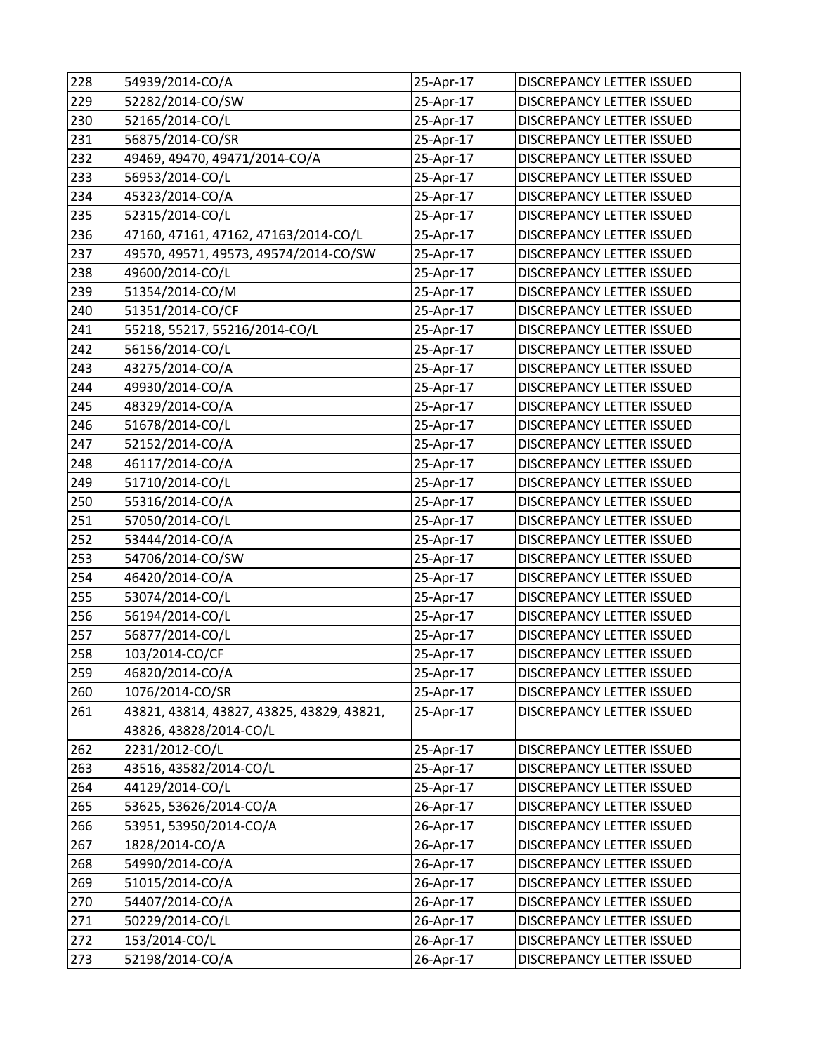| | | | |
|---|---|---|---|
| 228 | 54939/2014-CO/A | 25-Apr-17 | DISCREPANCY LETTER ISSUED |
| 229 | 52282/2014-CO/SW | 25-Apr-17 | DISCREPANCY LETTER ISSUED |
| 230 | 52165/2014-CO/L | 25-Apr-17 | DISCREPANCY LETTER ISSUED |
| 231 | 56875/2014-CO/SR | 25-Apr-17 | DISCREPANCY LETTER ISSUED |
| 232 | 49469, 49470, 49471/2014-CO/A | 25-Apr-17 | DISCREPANCY LETTER ISSUED |
| 233 | 56953/2014-CO/L | 25-Apr-17 | DISCREPANCY LETTER ISSUED |
| 234 | 45323/2014-CO/A | 25-Apr-17 | DISCREPANCY LETTER ISSUED |
| 235 | 52315/2014-CO/L | 25-Apr-17 | DISCREPANCY LETTER ISSUED |
| 236 | 47160, 47161, 47162, 47163/2014-CO/L | 25-Apr-17 | DISCREPANCY LETTER ISSUED |
| 237 | 49570, 49571, 49573, 49574/2014-CO/SW | 25-Apr-17 | DISCREPANCY LETTER ISSUED |
| 238 | 49600/2014-CO/L | 25-Apr-17 | DISCREPANCY LETTER ISSUED |
| 239 | 51354/2014-CO/M | 25-Apr-17 | DISCREPANCY LETTER ISSUED |
| 240 | 51351/2014-CO/CF | 25-Apr-17 | DISCREPANCY LETTER ISSUED |
| 241 | 55218, 55217, 55216/2014-CO/L | 25-Apr-17 | DISCREPANCY LETTER ISSUED |
| 242 | 56156/2014-CO/L | 25-Apr-17 | DISCREPANCY LETTER ISSUED |
| 243 | 43275/2014-CO/A | 25-Apr-17 | DISCREPANCY LETTER ISSUED |
| 244 | 49930/2014-CO/A | 25-Apr-17 | DISCREPANCY LETTER ISSUED |
| 245 | 48329/2014-CO/A | 25-Apr-17 | DISCREPANCY LETTER ISSUED |
| 246 | 51678/2014-CO/L | 25-Apr-17 | DISCREPANCY LETTER ISSUED |
| 247 | 52152/2014-CO/A | 25-Apr-17 | DISCREPANCY LETTER ISSUED |
| 248 | 46117/2014-CO/A | 25-Apr-17 | DISCREPANCY LETTER ISSUED |
| 249 | 51710/2014-CO/L | 25-Apr-17 | DISCREPANCY LETTER ISSUED |
| 250 | 55316/2014-CO/A | 25-Apr-17 | DISCREPANCY LETTER ISSUED |
| 251 | 57050/2014-CO/L | 25-Apr-17 | DISCREPANCY LETTER ISSUED |
| 252 | 53444/2014-CO/A | 25-Apr-17 | DISCREPANCY LETTER ISSUED |
| 253 | 54706/2014-CO/SW | 25-Apr-17 | DISCREPANCY LETTER ISSUED |
| 254 | 46420/2014-CO/A | 25-Apr-17 | DISCREPANCY LETTER ISSUED |
| 255 | 53074/2014-CO/L | 25-Apr-17 | DISCREPANCY LETTER ISSUED |
| 256 | 56194/2014-CO/L | 25-Apr-17 | DISCREPANCY LETTER ISSUED |
| 257 | 56877/2014-CO/L | 25-Apr-17 | DISCREPANCY LETTER ISSUED |
| 258 | 103/2014-CO/CF | 25-Apr-17 | DISCREPANCY LETTER ISSUED |
| 259 | 46820/2014-CO/A | 25-Apr-17 | DISCREPANCY LETTER ISSUED |
| 260 | 1076/2014-CO/SR | 25-Apr-17 | DISCREPANCY LETTER ISSUED |
| 261 | 43821, 43814, 43827, 43825, 43829, 43821, 43826, 43828/2014-CO/L | 25-Apr-17 | DISCREPANCY LETTER ISSUED |
| 262 | 2231/2012-CO/L | 25-Apr-17 | DISCREPANCY LETTER ISSUED |
| 263 | 43516, 43582/2014-CO/L | 25-Apr-17 | DISCREPANCY LETTER ISSUED |
| 264 | 44129/2014-CO/L | 25-Apr-17 | DISCREPANCY LETTER ISSUED |
| 265 | 53625, 53626/2014-CO/A | 26-Apr-17 | DISCREPANCY LETTER ISSUED |
| 266 | 53951, 53950/2014-CO/A | 26-Apr-17 | DISCREPANCY LETTER ISSUED |
| 267 | 1828/2014-CO/A | 26-Apr-17 | DISCREPANCY LETTER ISSUED |
| 268 | 54990/2014-CO/A | 26-Apr-17 | DISCREPANCY LETTER ISSUED |
| 269 | 51015/2014-CO/A | 26-Apr-17 | DISCREPANCY LETTER ISSUED |
| 270 | 54407/2014-CO/A | 26-Apr-17 | DISCREPANCY LETTER ISSUED |
| 271 | 50229/2014-CO/L | 26-Apr-17 | DISCREPANCY LETTER ISSUED |
| 272 | 153/2014-CO/L | 26-Apr-17 | DISCREPANCY LETTER ISSUED |
| 273 | 52198/2014-CO/A | 26-Apr-17 | DISCREPANCY LETTER ISSUED |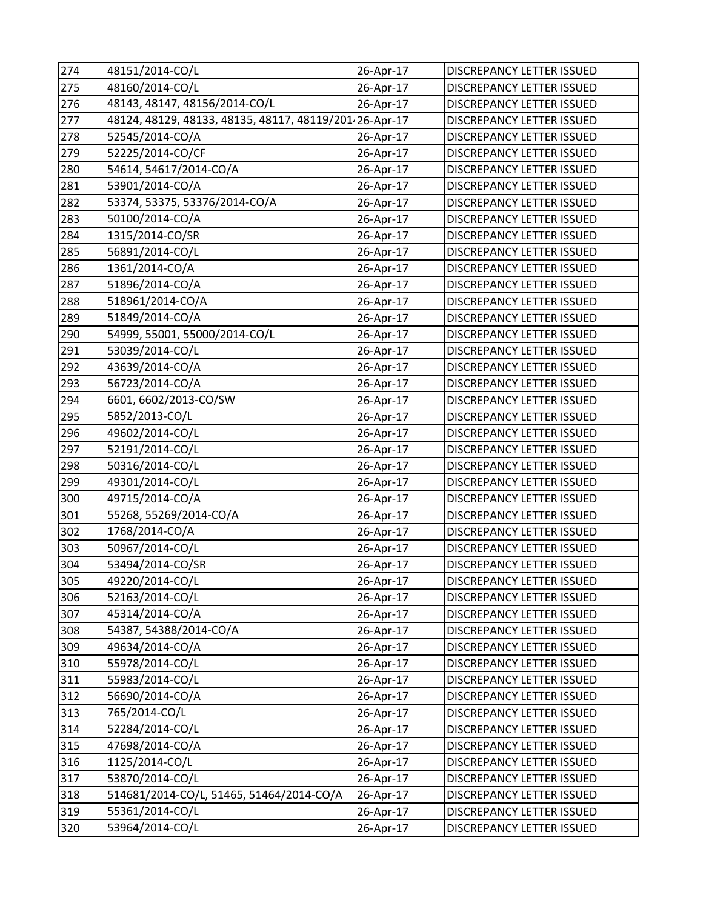| 274 | 48151/2014-CO/L | 26-Apr-17 | DISCREPANCY LETTER ISSUED |
|---|---|---|---|
| 275 | 48160/2014-CO/L | 26-Apr-17 | DISCREPANCY LETTER ISSUED |
| 276 | 48143, 48147, 48156/2014-CO/L | 26-Apr-17 | DISCREPANCY LETTER ISSUED |
| 277 | 48124, 48129, 48133, 48135, 48117, 48119/201 | 26-Apr-17 | DISCREPANCY LETTER ISSUED |
| 278 | 52545/2014-CO/A | 26-Apr-17 | DISCREPANCY LETTER ISSUED |
| 279 | 52225/2014-CO/CF | 26-Apr-17 | DISCREPANCY LETTER ISSUED |
| 280 | 54614, 54617/2014-CO/A | 26-Apr-17 | DISCREPANCY LETTER ISSUED |
| 281 | 53901/2014-CO/A | 26-Apr-17 | DISCREPANCY LETTER ISSUED |
| 282 | 53374, 53375, 53376/2014-CO/A | 26-Apr-17 | DISCREPANCY LETTER ISSUED |
| 283 | 50100/2014-CO/A | 26-Apr-17 | DISCREPANCY LETTER ISSUED |
| 284 | 1315/2014-CO/SR | 26-Apr-17 | DISCREPANCY LETTER ISSUED |
| 285 | 56891/2014-CO/L | 26-Apr-17 | DISCREPANCY LETTER ISSUED |
| 286 | 1361/2014-CO/A | 26-Apr-17 | DISCREPANCY LETTER ISSUED |
| 287 | 51896/2014-CO/A | 26-Apr-17 | DISCREPANCY LETTER ISSUED |
| 288 | 518961/2014-CO/A | 26-Apr-17 | DISCREPANCY LETTER ISSUED |
| 289 | 51849/2014-CO/A | 26-Apr-17 | DISCREPANCY LETTER ISSUED |
| 290 | 54999, 55001, 55000/2014-CO/L | 26-Apr-17 | DISCREPANCY LETTER ISSUED |
| 291 | 53039/2014-CO/L | 26-Apr-17 | DISCREPANCY LETTER ISSUED |
| 292 | 43639/2014-CO/A | 26-Apr-17 | DISCREPANCY LETTER ISSUED |
| 293 | 56723/2014-CO/A | 26-Apr-17 | DISCREPANCY LETTER ISSUED |
| 294 | 6601, 6602/2013-CO/SW | 26-Apr-17 | DISCREPANCY LETTER ISSUED |
| 295 | 5852/2013-CO/L | 26-Apr-17 | DISCREPANCY LETTER ISSUED |
| 296 | 49602/2014-CO/L | 26-Apr-17 | DISCREPANCY LETTER ISSUED |
| 297 | 52191/2014-CO/L | 26-Apr-17 | DISCREPANCY LETTER ISSUED |
| 298 | 50316/2014-CO/L | 26-Apr-17 | DISCREPANCY LETTER ISSUED |
| 299 | 49301/2014-CO/L | 26-Apr-17 | DISCREPANCY LETTER ISSUED |
| 300 | 49715/2014-CO/A | 26-Apr-17 | DISCREPANCY LETTER ISSUED |
| 301 | 55268, 55269/2014-CO/A | 26-Apr-17 | DISCREPANCY LETTER ISSUED |
| 302 | 1768/2014-CO/A | 26-Apr-17 | DISCREPANCY LETTER ISSUED |
| 303 | 50967/2014-CO/L | 26-Apr-17 | DISCREPANCY LETTER ISSUED |
| 304 | 53494/2014-CO/SR | 26-Apr-17 | DISCREPANCY LETTER ISSUED |
| 305 | 49220/2014-CO/L | 26-Apr-17 | DISCREPANCY LETTER ISSUED |
| 306 | 52163/2014-CO/L | 26-Apr-17 | DISCREPANCY LETTER ISSUED |
| 307 | 45314/2014-CO/A | 26-Apr-17 | DISCREPANCY LETTER ISSUED |
| 308 | 54387, 54388/2014-CO/A | 26-Apr-17 | DISCREPANCY LETTER ISSUED |
| 309 | 49634/2014-CO/A | 26-Apr-17 | DISCREPANCY LETTER ISSUED |
| 310 | 55978/2014-CO/L | 26-Apr-17 | DISCREPANCY LETTER ISSUED |
| 311 | 55983/2014-CO/L | 26-Apr-17 | DISCREPANCY LETTER ISSUED |
| 312 | 56690/2014-CO/A | 26-Apr-17 | DISCREPANCY LETTER ISSUED |
| 313 | 765/2014-CO/L | 26-Apr-17 | DISCREPANCY LETTER ISSUED |
| 314 | 52284/2014-CO/L | 26-Apr-17 | DISCREPANCY LETTER ISSUED |
| 315 | 47698/2014-CO/A | 26-Apr-17 | DISCREPANCY LETTER ISSUED |
| 316 | 1125/2014-CO/L | 26-Apr-17 | DISCREPANCY LETTER ISSUED |
| 317 | 53870/2014-CO/L | 26-Apr-17 | DISCREPANCY LETTER ISSUED |
| 318 | 514681/2014-CO/L, 51465, 51464/2014-CO/A | 26-Apr-17 | DISCREPANCY LETTER ISSUED |
| 319 | 55361/2014-CO/L | 26-Apr-17 | DISCREPANCY LETTER ISSUED |
| 320 | 53964/2014-CO/L | 26-Apr-17 | DISCREPANCY LETTER ISSUED |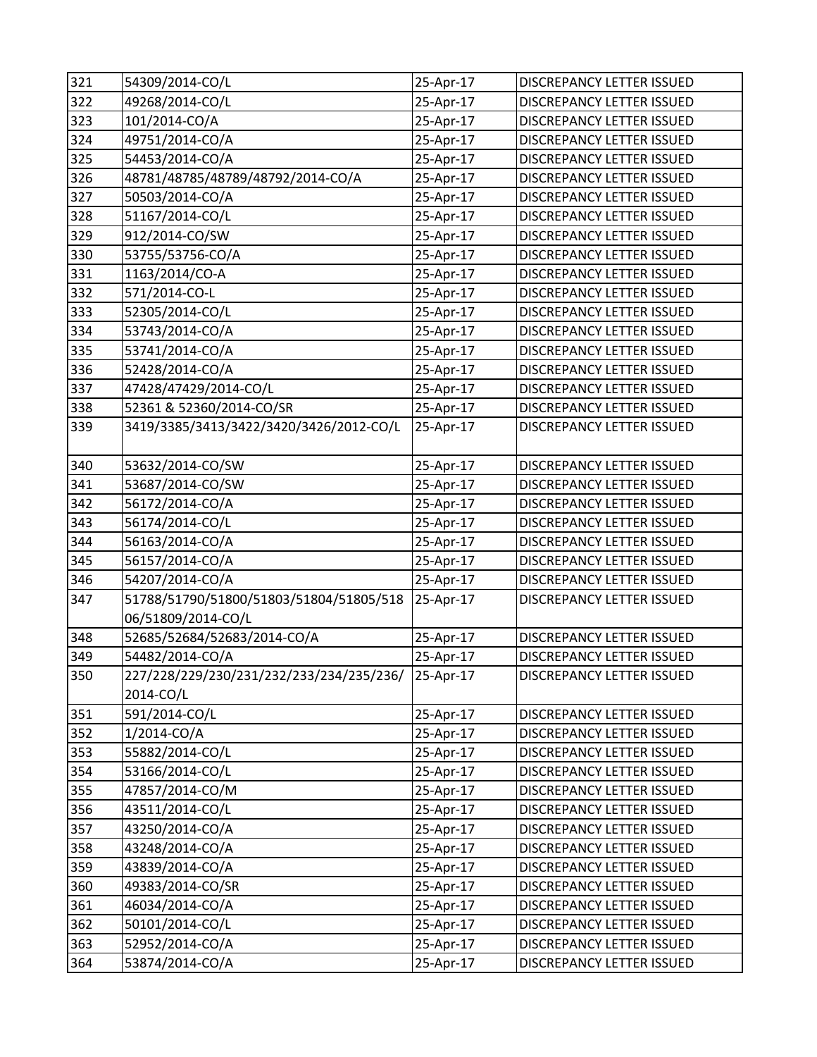| 321 | 54309/2014-CO/L | 25-Apr-17 | DISCREPANCY LETTER ISSUED |
|---|---|---|---|
| 322 | 49268/2014-CO/L | 25-Apr-17 | DISCREPANCY LETTER ISSUED |
| 323 | 101/2014-CO/A | 25-Apr-17 | DISCREPANCY LETTER ISSUED |
| 324 | 49751/2014-CO/A | 25-Apr-17 | DISCREPANCY LETTER ISSUED |
| 325 | 54453/2014-CO/A | 25-Apr-17 | DISCREPANCY LETTER ISSUED |
| 326 | 48781/48785/48789/48792/2014-CO/A | 25-Apr-17 | DISCREPANCY LETTER ISSUED |
| 327 | 50503/2014-CO/A | 25-Apr-17 | DISCREPANCY LETTER ISSUED |
| 328 | 51167/2014-CO/L | 25-Apr-17 | DISCREPANCY LETTER ISSUED |
| 329 | 912/2014-CO/SW | 25-Apr-17 | DISCREPANCY LETTER ISSUED |
| 330 | 53755/53756-CO/A | 25-Apr-17 | DISCREPANCY LETTER ISSUED |
| 331 | 1163/2014/CO-A | 25-Apr-17 | DISCREPANCY LETTER ISSUED |
| 332 | 571/2014-CO-L | 25-Apr-17 | DISCREPANCY LETTER ISSUED |
| 333 | 52305/2014-CO/L | 25-Apr-17 | DISCREPANCY LETTER ISSUED |
| 334 | 53743/2014-CO/A | 25-Apr-17 | DISCREPANCY LETTER ISSUED |
| 335 | 53741/2014-CO/A | 25-Apr-17 | DISCREPANCY LETTER ISSUED |
| 336 | 52428/2014-CO/A | 25-Apr-17 | DISCREPANCY LETTER ISSUED |
| 337 | 47428/47429/2014-CO/L | 25-Apr-17 | DISCREPANCY LETTER ISSUED |
| 338 | 52361 & 52360/2014-CO/SR | 25-Apr-17 | DISCREPANCY LETTER ISSUED |
| 339 | 3419/3385/3413/3422/3420/3426/2012-CO/L | 25-Apr-17 | DISCREPANCY LETTER ISSUED |
| 340 | 53632/2014-CO/SW | 25-Apr-17 | DISCREPANCY LETTER ISSUED |
| 341 | 53687/2014-CO/SW | 25-Apr-17 | DISCREPANCY LETTER ISSUED |
| 342 | 56172/2014-CO/A | 25-Apr-17 | DISCREPANCY LETTER ISSUED |
| 343 | 56174/2014-CO/L | 25-Apr-17 | DISCREPANCY LETTER ISSUED |
| 344 | 56163/2014-CO/A | 25-Apr-17 | DISCREPANCY LETTER ISSUED |
| 345 | 56157/2014-CO/A | 25-Apr-17 | DISCREPANCY LETTER ISSUED |
| 346 | 54207/2014-CO/A | 25-Apr-17 | DISCREPANCY LETTER ISSUED |
| 347 | 51788/51790/51800/51803/51804/51805/51806/51809/2014-CO/L | 25-Apr-17 | DISCREPANCY LETTER ISSUED |
| 348 | 52685/52684/52683/2014-CO/A | 25-Apr-17 | DISCREPANCY LETTER ISSUED |
| 349 | 54482/2014-CO/A | 25-Apr-17 | DISCREPANCY LETTER ISSUED |
| 350 | 227/228/229/230/231/232/233/234/235/236/2014-CO/L | 25-Apr-17 | DISCREPANCY LETTER ISSUED |
| 351 | 591/2014-CO/L | 25-Apr-17 | DISCREPANCY LETTER ISSUED |
| 352 | 1/2014-CO/A | 25-Apr-17 | DISCREPANCY LETTER ISSUED |
| 353 | 55882/2014-CO/L | 25-Apr-17 | DISCREPANCY LETTER ISSUED |
| 354 | 53166/2014-CO/L | 25-Apr-17 | DISCREPANCY LETTER ISSUED |
| 355 | 47857/2014-CO/M | 25-Apr-17 | DISCREPANCY LETTER ISSUED |
| 356 | 43511/2014-CO/L | 25-Apr-17 | DISCREPANCY LETTER ISSUED |
| 357 | 43250/2014-CO/A | 25-Apr-17 | DISCREPANCY LETTER ISSUED |
| 358 | 43248/2014-CO/A | 25-Apr-17 | DISCREPANCY LETTER ISSUED |
| 359 | 43839/2014-CO/A | 25-Apr-17 | DISCREPANCY LETTER ISSUED |
| 360 | 49383/2014-CO/SR | 25-Apr-17 | DISCREPANCY LETTER ISSUED |
| 361 | 46034/2014-CO/A | 25-Apr-17 | DISCREPANCY LETTER ISSUED |
| 362 | 50101/2014-CO/L | 25-Apr-17 | DISCREPANCY LETTER ISSUED |
| 363 | 52952/2014-CO/A | 25-Apr-17 | DISCREPANCY LETTER ISSUED |
| 364 | 53874/2014-CO/A | 25-Apr-17 | DISCREPANCY LETTER ISSUED |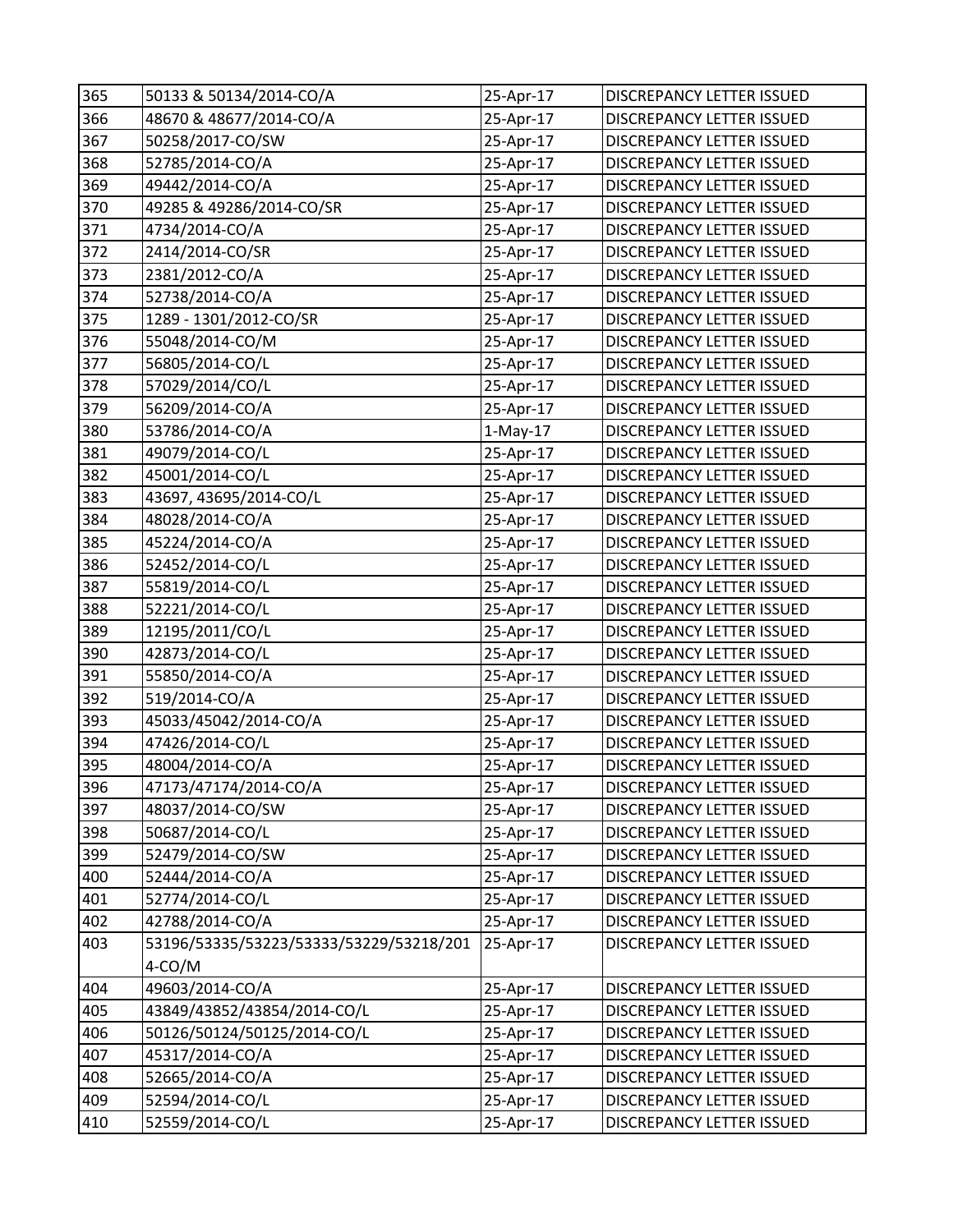| 365 | 50133 & 50134/2014-CO/A | 25-Apr-17 | DISCREPANCY LETTER ISSUED |
|---|---|---|---|
| 366 | 48670 & 48677/2014-CO/A | 25-Apr-17 | DISCREPANCY LETTER ISSUED |
| 367 | 50258/2017-CO/SW | 25-Apr-17 | DISCREPANCY LETTER ISSUED |
| 368 | 52785/2014-CO/A | 25-Apr-17 | DISCREPANCY LETTER ISSUED |
| 369 | 49442/2014-CO/A | 25-Apr-17 | DISCREPANCY LETTER ISSUED |
| 370 | 49285 & 49286/2014-CO/SR | 25-Apr-17 | DISCREPANCY LETTER ISSUED |
| 371 | 4734/2014-CO/A | 25-Apr-17 | DISCREPANCY LETTER ISSUED |
| 372 | 2414/2014-CO/SR | 25-Apr-17 | DISCREPANCY LETTER ISSUED |
| 373 | 2381/2012-CO/A | 25-Apr-17 | DISCREPANCY LETTER ISSUED |
| 374 | 52738/2014-CO/A | 25-Apr-17 | DISCREPANCY LETTER ISSUED |
| 375 | 1289 - 1301/2012-CO/SR | 25-Apr-17 | DISCREPANCY LETTER ISSUED |
| 376 | 55048/2014-CO/M | 25-Apr-17 | DISCREPANCY LETTER ISSUED |
| 377 | 56805/2014-CO/L | 25-Apr-17 | DISCREPANCY LETTER ISSUED |
| 378 | 57029/2014/CO/L | 25-Apr-17 | DISCREPANCY LETTER ISSUED |
| 379 | 56209/2014-CO/A | 25-Apr-17 | DISCREPANCY LETTER ISSUED |
| 380 | 53786/2014-CO/A | 1-May-17 | DISCREPANCY LETTER ISSUED |
| 381 | 49079/2014-CO/L | 25-Apr-17 | DISCREPANCY LETTER ISSUED |
| 382 | 45001/2014-CO/L | 25-Apr-17 | DISCREPANCY LETTER ISSUED |
| 383 | 43697, 43695/2014-CO/L | 25-Apr-17 | DISCREPANCY LETTER ISSUED |
| 384 | 48028/2014-CO/A | 25-Apr-17 | DISCREPANCY LETTER ISSUED |
| 385 | 45224/2014-CO/A | 25-Apr-17 | DISCREPANCY LETTER ISSUED |
| 386 | 52452/2014-CO/L | 25-Apr-17 | DISCREPANCY LETTER ISSUED |
| 387 | 55819/2014-CO/L | 25-Apr-17 | DISCREPANCY LETTER ISSUED |
| 388 | 52221/2014-CO/L | 25-Apr-17 | DISCREPANCY LETTER ISSUED |
| 389 | 12195/2011/CO/L | 25-Apr-17 | DISCREPANCY LETTER ISSUED |
| 390 | 42873/2014-CO/L | 25-Apr-17 | DISCREPANCY LETTER ISSUED |
| 391 | 55850/2014-CO/A | 25-Apr-17 | DISCREPANCY LETTER ISSUED |
| 392 | 519/2014-CO/A | 25-Apr-17 | DISCREPANCY LETTER ISSUED |
| 393 | 45033/45042/2014-CO/A | 25-Apr-17 | DISCREPANCY LETTER ISSUED |
| 394 | 47426/2014-CO/L | 25-Apr-17 | DISCREPANCY LETTER ISSUED |
| 395 | 48004/2014-CO/A | 25-Apr-17 | DISCREPANCY LETTER ISSUED |
| 396 | 47173/47174/2014-CO/A | 25-Apr-17 | DISCREPANCY LETTER ISSUED |
| 397 | 48037/2014-CO/SW | 25-Apr-17 | DISCREPANCY LETTER ISSUED |
| 398 | 50687/2014-CO/L | 25-Apr-17 | DISCREPANCY LETTER ISSUED |
| 399 | 52479/2014-CO/SW | 25-Apr-17 | DISCREPANCY LETTER ISSUED |
| 400 | 52444/2014-CO/A | 25-Apr-17 | DISCREPANCY LETTER ISSUED |
| 401 | 52774/2014-CO/L | 25-Apr-17 | DISCREPANCY LETTER ISSUED |
| 402 | 42788/2014-CO/A | 25-Apr-17 | DISCREPANCY LETTER ISSUED |
| 403 | 53196/53335/53223/53333/53229/53218/2014-CO/M | 25-Apr-17 | DISCREPANCY LETTER ISSUED |
| 404 | 49603/2014-CO/A | 25-Apr-17 | DISCREPANCY LETTER ISSUED |
| 405 | 43849/43852/43854/2014-CO/L | 25-Apr-17 | DISCREPANCY LETTER ISSUED |
| 406 | 50126/50124/50125/2014-CO/L | 25-Apr-17 | DISCREPANCY LETTER ISSUED |
| 407 | 45317/2014-CO/A | 25-Apr-17 | DISCREPANCY LETTER ISSUED |
| 408 | 52665/2014-CO/A | 25-Apr-17 | DISCREPANCY LETTER ISSUED |
| 409 | 52594/2014-CO/L | 25-Apr-17 | DISCREPANCY LETTER ISSUED |
| 410 | 52559/2014-CO/L | 25-Apr-17 | DISCREPANCY LETTER ISSUED |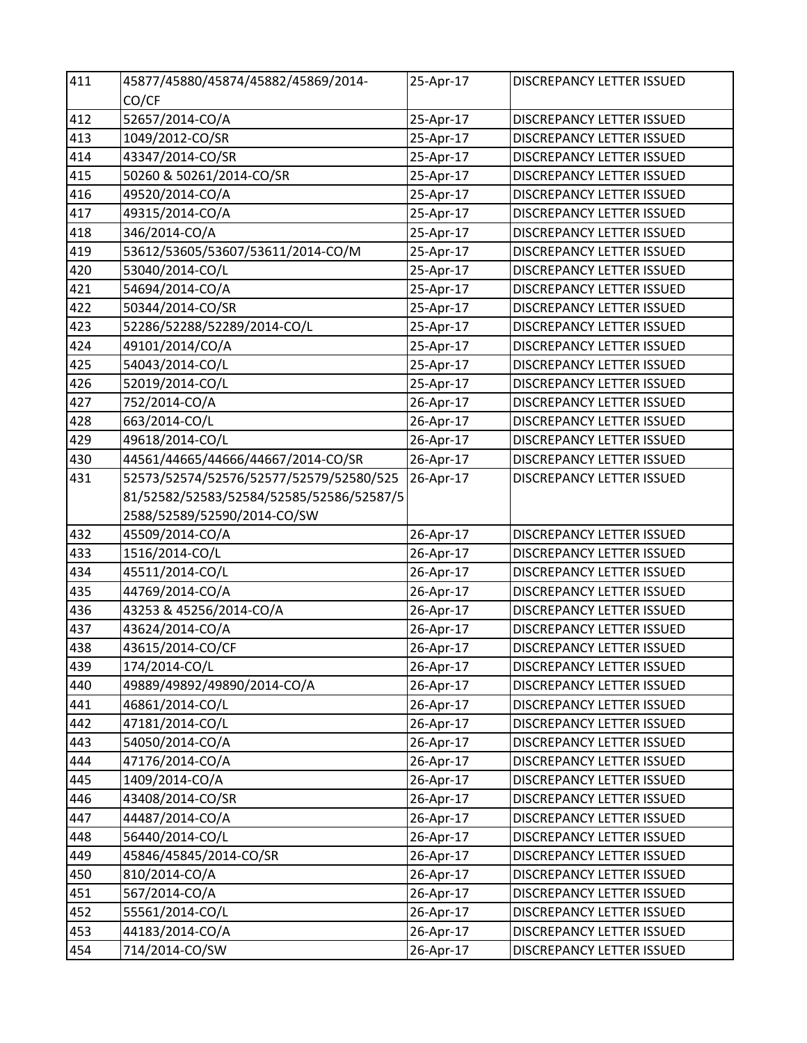| 411 | 45877/45880/45874/45882/45869/2014-CO/CF | 25-Apr-17 | DISCREPANCY LETTER ISSUED |
|---|---|---|---|
| 412 | 52657/2014-CO/A | 25-Apr-17 | DISCREPANCY LETTER ISSUED |
| 413 | 1049/2012-CO/SR | 25-Apr-17 | DISCREPANCY LETTER ISSUED |
| 414 | 43347/2014-CO/SR | 25-Apr-17 | DISCREPANCY LETTER ISSUED |
| 415 | 50260 & 50261/2014-CO/SR | 25-Apr-17 | DISCREPANCY LETTER ISSUED |
| 416 | 49520/2014-CO/A | 25-Apr-17 | DISCREPANCY LETTER ISSUED |
| 417 | 49315/2014-CO/A | 25-Apr-17 | DISCREPANCY LETTER ISSUED |
| 418 | 346/2014-CO/A | 25-Apr-17 | DISCREPANCY LETTER ISSUED |
| 419 | 53612/53605/53607/53611/2014-CO/M | 25-Apr-17 | DISCREPANCY LETTER ISSUED |
| 420 | 53040/2014-CO/L | 25-Apr-17 | DISCREPANCY LETTER ISSUED |
| 421 | 54694/2014-CO/A | 25-Apr-17 | DISCREPANCY LETTER ISSUED |
| 422 | 50344/2014-CO/SR | 25-Apr-17 | DISCREPANCY LETTER ISSUED |
| 423 | 52286/52288/52289/2014-CO/L | 25-Apr-17 | DISCREPANCY LETTER ISSUED |
| 424 | 49101/2014/CO/A | 25-Apr-17 | DISCREPANCY LETTER ISSUED |
| 425 | 54043/2014-CO/L | 25-Apr-17 | DISCREPANCY LETTER ISSUED |
| 426 | 52019/2014-CO/L | 25-Apr-17 | DISCREPANCY LETTER ISSUED |
| 427 | 752/2014-CO/A | 26-Apr-17 | DISCREPANCY LETTER ISSUED |
| 428 | 663/2014-CO/L | 26-Apr-17 | DISCREPANCY LETTER ISSUED |
| 429 | 49618/2014-CO/L | 26-Apr-17 | DISCREPANCY LETTER ISSUED |
| 430 | 44561/44665/44666/44667/2014-CO/SR | 26-Apr-17 | DISCREPANCY LETTER ISSUED |
| 431 | 52573/52574/52576/52577/52579/52580/52581/52582/52583/52584/52585/52586/52587/52588/52589/52590/2014-CO/SW | 26-Apr-17 | DISCREPANCY LETTER ISSUED |
| 432 | 45509/2014-CO/A | 26-Apr-17 | DISCREPANCY LETTER ISSUED |
| 433 | 1516/2014-CO/L | 26-Apr-17 | DISCREPANCY LETTER ISSUED |
| 434 | 45511/2014-CO/L | 26-Apr-17 | DISCREPANCY LETTER ISSUED |
| 435 | 44769/2014-CO/A | 26-Apr-17 | DISCREPANCY LETTER ISSUED |
| 436 | 43253 & 45256/2014-CO/A | 26-Apr-17 | DISCREPANCY LETTER ISSUED |
| 437 | 43624/2014-CO/A | 26-Apr-17 | DISCREPANCY LETTER ISSUED |
| 438 | 43615/2014-CO/CF | 26-Apr-17 | DISCREPANCY LETTER ISSUED |
| 439 | 174/2014-CO/L | 26-Apr-17 | DISCREPANCY LETTER ISSUED |
| 440 | 49889/49892/49890/2014-CO/A | 26-Apr-17 | DISCREPANCY LETTER ISSUED |
| 441 | 46861/2014-CO/L | 26-Apr-17 | DISCREPANCY LETTER ISSUED |
| 442 | 47181/2014-CO/L | 26-Apr-17 | DISCREPANCY LETTER ISSUED |
| 443 | 54050/2014-CO/A | 26-Apr-17 | DISCREPANCY LETTER ISSUED |
| 444 | 47176/2014-CO/A | 26-Apr-17 | DISCREPANCY LETTER ISSUED |
| 445 | 1409/2014-CO/A | 26-Apr-17 | DISCREPANCY LETTER ISSUED |
| 446 | 43408/2014-CO/SR | 26-Apr-17 | DISCREPANCY LETTER ISSUED |
| 447 | 44487/2014-CO/A | 26-Apr-17 | DISCREPANCY LETTER ISSUED |
| 448 | 56440/2014-CO/L | 26-Apr-17 | DISCREPANCY LETTER ISSUED |
| 449 | 45846/45845/2014-CO/SR | 26-Apr-17 | DISCREPANCY LETTER ISSUED |
| 450 | 810/2014-CO/A | 26-Apr-17 | DISCREPANCY LETTER ISSUED |
| 451 | 567/2014-CO/A | 26-Apr-17 | DISCREPANCY LETTER ISSUED |
| 452 | 55561/2014-CO/L | 26-Apr-17 | DISCREPANCY LETTER ISSUED |
| 453 | 44183/2014-CO/A | 26-Apr-17 | DISCREPANCY LETTER ISSUED |
| 454 | 714/2014-CO/SW | 26-Apr-17 | DISCREPANCY LETTER ISSUED |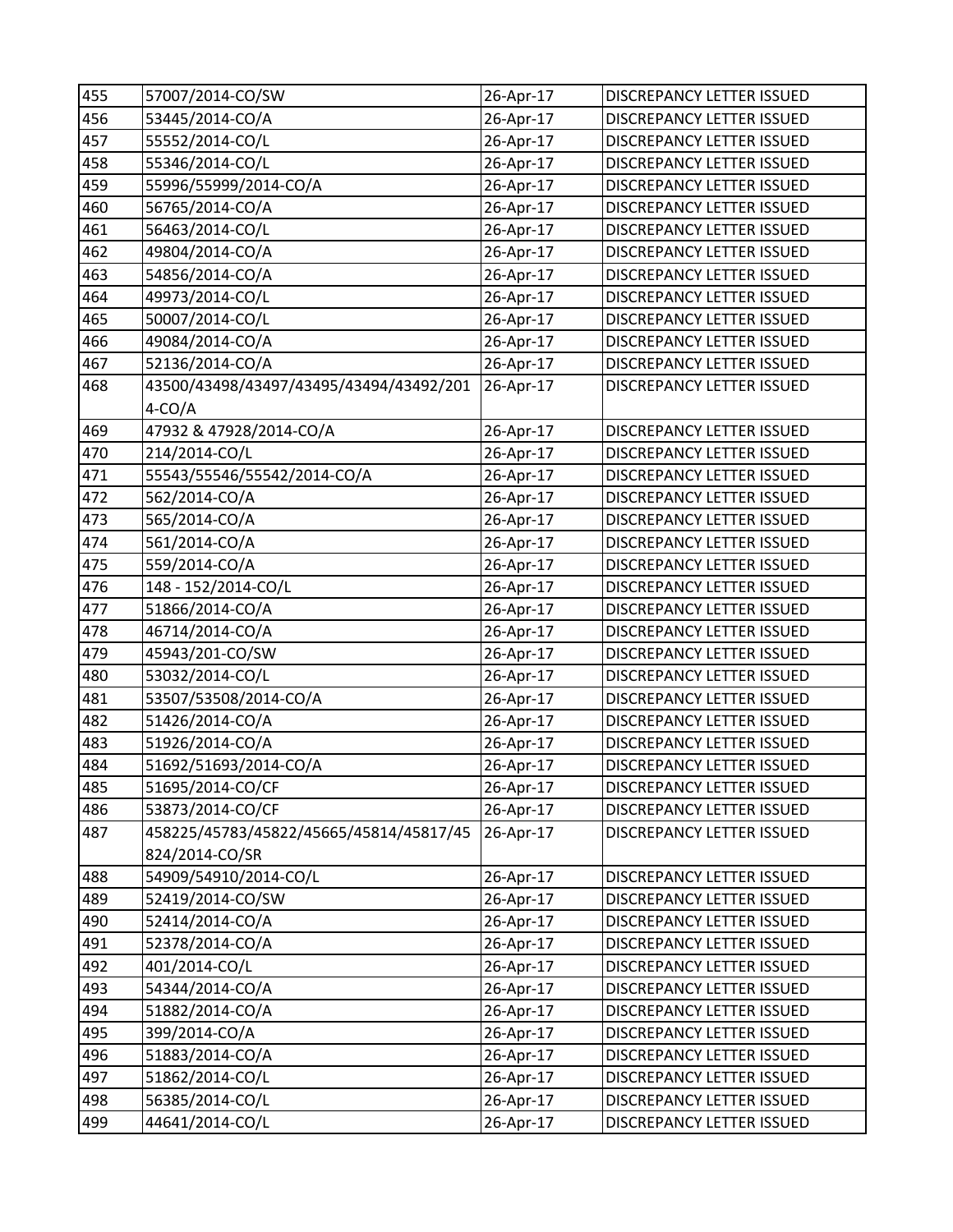| 455 | 57007/2014-CO/SW | 26-Apr-17 | DISCREPANCY LETTER ISSUED |
|---|---|---|---|
| 456 | 53445/2014-CO/A | 26-Apr-17 | DISCREPANCY LETTER ISSUED |
| 457 | 55552/2014-CO/L | 26-Apr-17 | DISCREPANCY LETTER ISSUED |
| 458 | 55346/2014-CO/L | 26-Apr-17 | DISCREPANCY LETTER ISSUED |
| 459 | 55996/55999/2014-CO/A | 26-Apr-17 | DISCREPANCY LETTER ISSUED |
| 460 | 56765/2014-CO/A | 26-Apr-17 | DISCREPANCY LETTER ISSUED |
| 461 | 56463/2014-CO/L | 26-Apr-17 | DISCREPANCY LETTER ISSUED |
| 462 | 49804/2014-CO/A | 26-Apr-17 | DISCREPANCY LETTER ISSUED |
| 463 | 54856/2014-CO/A | 26-Apr-17 | DISCREPANCY LETTER ISSUED |
| 464 | 49973/2014-CO/L | 26-Apr-17 | DISCREPANCY LETTER ISSUED |
| 465 | 50007/2014-CO/L | 26-Apr-17 | DISCREPANCY LETTER ISSUED |
| 466 | 49084/2014-CO/A | 26-Apr-17 | DISCREPANCY LETTER ISSUED |
| 467 | 52136/2014-CO/A | 26-Apr-17 | DISCREPANCY LETTER ISSUED |
| 468 | 43500/43498/43497/43495/43494/43492/2014-CO/A | 26-Apr-17 | DISCREPANCY LETTER ISSUED |
| 469 | 47932 & 47928/2014-CO/A | 26-Apr-17 | DISCREPANCY LETTER ISSUED |
| 470 | 214/2014-CO/L | 26-Apr-17 | DISCREPANCY LETTER ISSUED |
| 471 | 55543/55546/55542/2014-CO/A | 26-Apr-17 | DISCREPANCY LETTER ISSUED |
| 472 | 562/2014-CO/A | 26-Apr-17 | DISCREPANCY LETTER ISSUED |
| 473 | 565/2014-CO/A | 26-Apr-17 | DISCREPANCY LETTER ISSUED |
| 474 | 561/2014-CO/A | 26-Apr-17 | DISCREPANCY LETTER ISSUED |
| 475 | 559/2014-CO/A | 26-Apr-17 | DISCREPANCY LETTER ISSUED |
| 476 | 148 - 152/2014-CO/L | 26-Apr-17 | DISCREPANCY LETTER ISSUED |
| 477 | 51866/2014-CO/A | 26-Apr-17 | DISCREPANCY LETTER ISSUED |
| 478 | 46714/2014-CO/A | 26-Apr-17 | DISCREPANCY LETTER ISSUED |
| 479 | 45943/201-CO/SW | 26-Apr-17 | DISCREPANCY LETTER ISSUED |
| 480 | 53032/2014-CO/L | 26-Apr-17 | DISCREPANCY LETTER ISSUED |
| 481 | 53507/53508/2014-CO/A | 26-Apr-17 | DISCREPANCY LETTER ISSUED |
| 482 | 51426/2014-CO/A | 26-Apr-17 | DISCREPANCY LETTER ISSUED |
| 483 | 51926/2014-CO/A | 26-Apr-17 | DISCREPANCY LETTER ISSUED |
| 484 | 51692/51693/2014-CO/A | 26-Apr-17 | DISCREPANCY LETTER ISSUED |
| 485 | 51695/2014-CO/CF | 26-Apr-17 | DISCREPANCY LETTER ISSUED |
| 486 | 53873/2014-CO/CF | 26-Apr-17 | DISCREPANCY LETTER ISSUED |
| 487 | 458225/45783/45822/45665/45814/45817/45824/2014-CO/SR | 26-Apr-17 | DISCREPANCY LETTER ISSUED |
| 488 | 54909/54910/2014-CO/L | 26-Apr-17 | DISCREPANCY LETTER ISSUED |
| 489 | 52419/2014-CO/SW | 26-Apr-17 | DISCREPANCY LETTER ISSUED |
| 490 | 52414/2014-CO/A | 26-Apr-17 | DISCREPANCY LETTER ISSUED |
| 491 | 52378/2014-CO/A | 26-Apr-17 | DISCREPANCY LETTER ISSUED |
| 492 | 401/2014-CO/L | 26-Apr-17 | DISCREPANCY LETTER ISSUED |
| 493 | 54344/2014-CO/A | 26-Apr-17 | DISCREPANCY LETTER ISSUED |
| 494 | 51882/2014-CO/A | 26-Apr-17 | DISCREPANCY LETTER ISSUED |
| 495 | 399/2014-CO/A | 26-Apr-17 | DISCREPANCY LETTER ISSUED |
| 496 | 51883/2014-CO/A | 26-Apr-17 | DISCREPANCY LETTER ISSUED |
| 497 | 51862/2014-CO/L | 26-Apr-17 | DISCREPANCY LETTER ISSUED |
| 498 | 56385/2014-CO/L | 26-Apr-17 | DISCREPANCY LETTER ISSUED |
| 499 | 44641/2014-CO/L | 26-Apr-17 | DISCREPANCY LETTER ISSUED |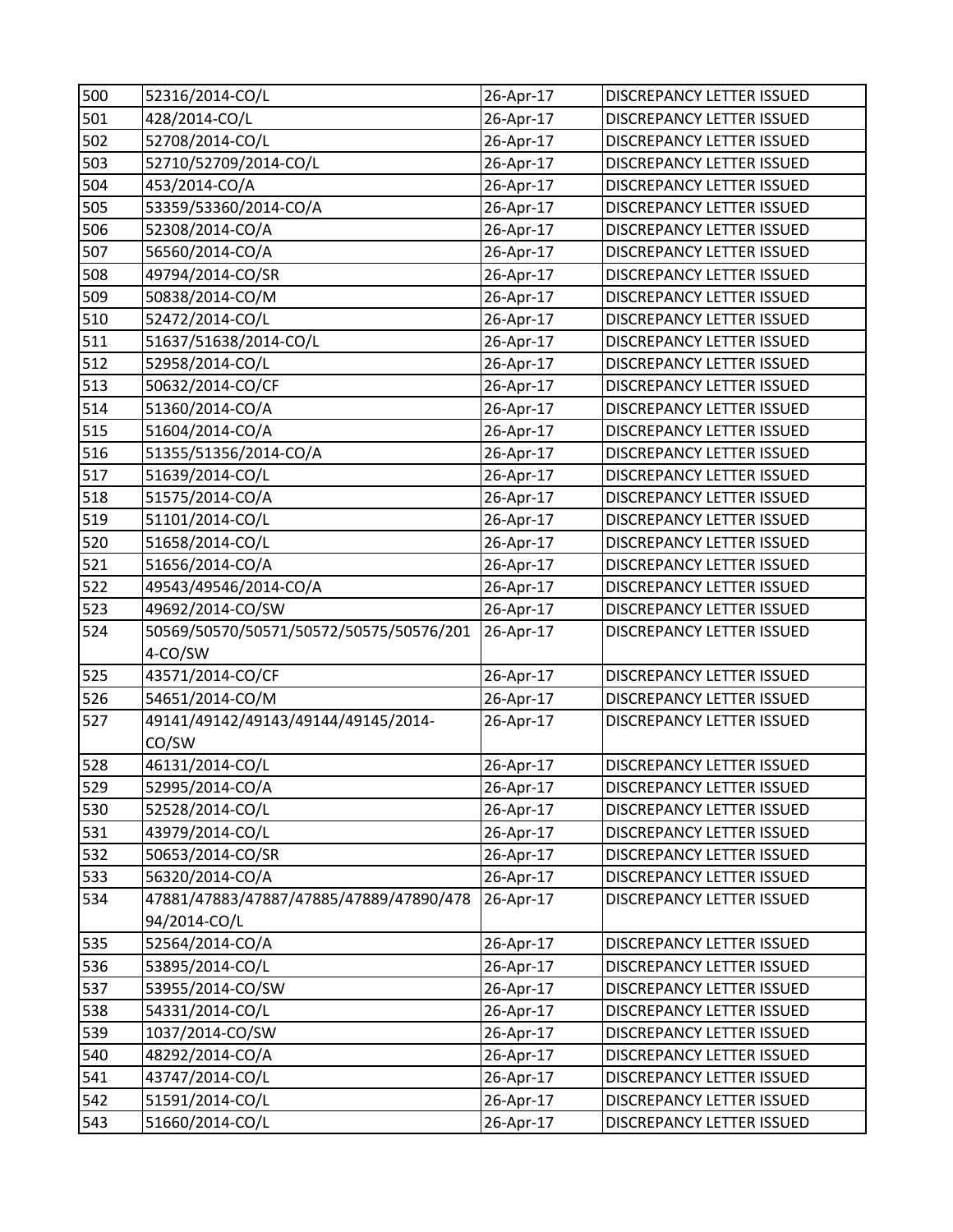| 500 | 52316/2014-CO/L | 26-Apr-17 | DISCREPANCY LETTER ISSUED |
|---|---|---|---|
| 501 | 428/2014-CO/L | 26-Apr-17 | DISCREPANCY LETTER ISSUED |
| 502 | 52708/2014-CO/L | 26-Apr-17 | DISCREPANCY LETTER ISSUED |
| 503 | 52710/52709/2014-CO/L | 26-Apr-17 | DISCREPANCY LETTER ISSUED |
| 504 | 453/2014-CO/A | 26-Apr-17 | DISCREPANCY LETTER ISSUED |
| 505 | 53359/53360/2014-CO/A | 26-Apr-17 | DISCREPANCY LETTER ISSUED |
| 506 | 52308/2014-CO/A | 26-Apr-17 | DISCREPANCY LETTER ISSUED |
| 507 | 56560/2014-CO/A | 26-Apr-17 | DISCREPANCY LETTER ISSUED |
| 508 | 49794/2014-CO/SR | 26-Apr-17 | DISCREPANCY LETTER ISSUED |
| 509 | 50838/2014-CO/M | 26-Apr-17 | DISCREPANCY LETTER ISSUED |
| 510 | 52472/2014-CO/L | 26-Apr-17 | DISCREPANCY LETTER ISSUED |
| 511 | 51637/51638/2014-CO/L | 26-Apr-17 | DISCREPANCY LETTER ISSUED |
| 512 | 52958/2014-CO/L | 26-Apr-17 | DISCREPANCY LETTER ISSUED |
| 513 | 50632/2014-CO/CF | 26-Apr-17 | DISCREPANCY LETTER ISSUED |
| 514 | 51360/2014-CO/A | 26-Apr-17 | DISCREPANCY LETTER ISSUED |
| 515 | 51604/2014-CO/A | 26-Apr-17 | DISCREPANCY LETTER ISSUED |
| 516 | 51355/51356/2014-CO/A | 26-Apr-17 | DISCREPANCY LETTER ISSUED |
| 517 | 51639/2014-CO/L | 26-Apr-17 | DISCREPANCY LETTER ISSUED |
| 518 | 51575/2014-CO/A | 26-Apr-17 | DISCREPANCY LETTER ISSUED |
| 519 | 51101/2014-CO/L | 26-Apr-17 | DISCREPANCY LETTER ISSUED |
| 520 | 51658/2014-CO/L | 26-Apr-17 | DISCREPANCY LETTER ISSUED |
| 521 | 51656/2014-CO/A | 26-Apr-17 | DISCREPANCY LETTER ISSUED |
| 522 | 49543/49546/2014-CO/A | 26-Apr-17 | DISCREPANCY LETTER ISSUED |
| 523 | 49692/2014-CO/SW | 26-Apr-17 | DISCREPANCY LETTER ISSUED |
| 524 | 50569/50570/50571/50572/50575/50576/2014-CO/SW | 26-Apr-17 | DISCREPANCY LETTER ISSUED |
| 525 | 43571/2014-CO/CF | 26-Apr-17 | DISCREPANCY LETTER ISSUED |
| 526 | 54651/2014-CO/M | 26-Apr-17 | DISCREPANCY LETTER ISSUED |
| 527 | 49141/49142/49143/49144/49145/2014-CO/SW | 26-Apr-17 | DISCREPANCY LETTER ISSUED |
| 528 | 46131/2014-CO/L | 26-Apr-17 | DISCREPANCY LETTER ISSUED |
| 529 | 52995/2014-CO/A | 26-Apr-17 | DISCREPANCY LETTER ISSUED |
| 530 | 52528/2014-CO/L | 26-Apr-17 | DISCREPANCY LETTER ISSUED |
| 531 | 43979/2014-CO/L | 26-Apr-17 | DISCREPANCY LETTER ISSUED |
| 532 | 50653/2014-CO/SR | 26-Apr-17 | DISCREPANCY LETTER ISSUED |
| 533 | 56320/2014-CO/A | 26-Apr-17 | DISCREPANCY LETTER ISSUED |
| 534 | 47881/47883/47887/47885/47889/47890/47894/2014-CO/L | 26-Apr-17 | DISCREPANCY LETTER ISSUED |
| 535 | 52564/2014-CO/A | 26-Apr-17 | DISCREPANCY LETTER ISSUED |
| 536 | 53895/2014-CO/L | 26-Apr-17 | DISCREPANCY LETTER ISSUED |
| 537 | 53955/2014-CO/SW | 26-Apr-17 | DISCREPANCY LETTER ISSUED |
| 538 | 54331/2014-CO/L | 26-Apr-17 | DISCREPANCY LETTER ISSUED |
| 539 | 1037/2014-CO/SW | 26-Apr-17 | DISCREPANCY LETTER ISSUED |
| 540 | 48292/2014-CO/A | 26-Apr-17 | DISCREPANCY LETTER ISSUED |
| 541 | 43747/2014-CO/L | 26-Apr-17 | DISCREPANCY LETTER ISSUED |
| 542 | 51591/2014-CO/L | 26-Apr-17 | DISCREPANCY LETTER ISSUED |
| 543 | 51660/2014-CO/L | 26-Apr-17 | DISCREPANCY LETTER ISSUED |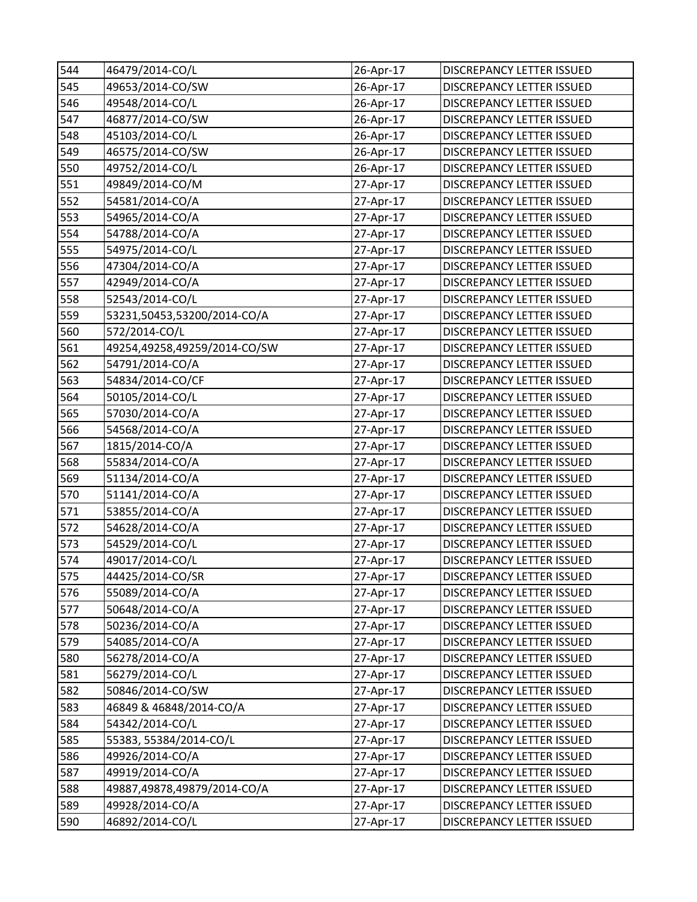| | | | |
|---|---|---|---|
| 544 | 46479/2014-CO/L | 26-Apr-17 | DISCREPANCY LETTER ISSUED |
| 545 | 49653/2014-CO/SW | 26-Apr-17 | DISCREPANCY LETTER ISSUED |
| 546 | 49548/2014-CO/L | 26-Apr-17 | DISCREPANCY LETTER ISSUED |
| 547 | 46877/2014-CO/SW | 26-Apr-17 | DISCREPANCY LETTER ISSUED |
| 548 | 45103/2014-CO/L | 26-Apr-17 | DISCREPANCY LETTER ISSUED |
| 549 | 46575/2014-CO/SW | 26-Apr-17 | DISCREPANCY LETTER ISSUED |
| 550 | 49752/2014-CO/L | 26-Apr-17 | DISCREPANCY LETTER ISSUED |
| 551 | 49849/2014-CO/M | 27-Apr-17 | DISCREPANCY LETTER ISSUED |
| 552 | 54581/2014-CO/A | 27-Apr-17 | DISCREPANCY LETTER ISSUED |
| 553 | 54965/2014-CO/A | 27-Apr-17 | DISCREPANCY LETTER ISSUED |
| 554 | 54788/2014-CO/A | 27-Apr-17 | DISCREPANCY LETTER ISSUED |
| 555 | 54975/2014-CO/L | 27-Apr-17 | DISCREPANCY LETTER ISSUED |
| 556 | 47304/2014-CO/A | 27-Apr-17 | DISCREPANCY LETTER ISSUED |
| 557 | 42949/2014-CO/A | 27-Apr-17 | DISCREPANCY LETTER ISSUED |
| 558 | 52543/2014-CO/L | 27-Apr-17 | DISCREPANCY LETTER ISSUED |
| 559 | 53231,50453,53200/2014-CO/A | 27-Apr-17 | DISCREPANCY LETTER ISSUED |
| 560 | 572/2014-CO/L | 27-Apr-17 | DISCREPANCY LETTER ISSUED |
| 561 | 49254,49258,49259/2014-CO/SW | 27-Apr-17 | DISCREPANCY LETTER ISSUED |
| 562 | 54791/2014-CO/A | 27-Apr-17 | DISCREPANCY LETTER ISSUED |
| 563 | 54834/2014-CO/CF | 27-Apr-17 | DISCREPANCY LETTER ISSUED |
| 564 | 50105/2014-CO/L | 27-Apr-17 | DISCREPANCY LETTER ISSUED |
| 565 | 57030/2014-CO/A | 27-Apr-17 | DISCREPANCY LETTER ISSUED |
| 566 | 54568/2014-CO/A | 27-Apr-17 | DISCREPANCY LETTER ISSUED |
| 567 | 1815/2014-CO/A | 27-Apr-17 | DISCREPANCY LETTER ISSUED |
| 568 | 55834/2014-CO/A | 27-Apr-17 | DISCREPANCY LETTER ISSUED |
| 569 | 51134/2014-CO/A | 27-Apr-17 | DISCREPANCY LETTER ISSUED |
| 570 | 51141/2014-CO/A | 27-Apr-17 | DISCREPANCY LETTER ISSUED |
| 571 | 53855/2014-CO/A | 27-Apr-17 | DISCREPANCY LETTER ISSUED |
| 572 | 54628/2014-CO/A | 27-Apr-17 | DISCREPANCY LETTER ISSUED |
| 573 | 54529/2014-CO/L | 27-Apr-17 | DISCREPANCY LETTER ISSUED |
| 574 | 49017/2014-CO/L | 27-Apr-17 | DISCREPANCY LETTER ISSUED |
| 575 | 44425/2014-CO/SR | 27-Apr-17 | DISCREPANCY LETTER ISSUED |
| 576 | 55089/2014-CO/A | 27-Apr-17 | DISCREPANCY LETTER ISSUED |
| 577 | 50648/2014-CO/A | 27-Apr-17 | DISCREPANCY LETTER ISSUED |
| 578 | 50236/2014-CO/A | 27-Apr-17 | DISCREPANCY LETTER ISSUED |
| 579 | 54085/2014-CO/A | 27-Apr-17 | DISCREPANCY LETTER ISSUED |
| 580 | 56278/2014-CO/A | 27-Apr-17 | DISCREPANCY LETTER ISSUED |
| 581 | 56279/2014-CO/L | 27-Apr-17 | DISCREPANCY LETTER ISSUED |
| 582 | 50846/2014-CO/SW | 27-Apr-17 | DISCREPANCY LETTER ISSUED |
| 583 | 46849 & 46848/2014-CO/A | 27-Apr-17 | DISCREPANCY LETTER ISSUED |
| 584 | 54342/2014-CO/L | 27-Apr-17 | DISCREPANCY LETTER ISSUED |
| 585 | 55383, 55384/2014-CO/L | 27-Apr-17 | DISCREPANCY LETTER ISSUED |
| 586 | 49926/2014-CO/A | 27-Apr-17 | DISCREPANCY LETTER ISSUED |
| 587 | 49919/2014-CO/A | 27-Apr-17 | DISCREPANCY LETTER ISSUED |
| 588 | 49887,49878,49879/2014-CO/A | 27-Apr-17 | DISCREPANCY LETTER ISSUED |
| 589 | 49928/2014-CO/A | 27-Apr-17 | DISCREPANCY LETTER ISSUED |
| 590 | 46892/2014-CO/L | 27-Apr-17 | DISCREPANCY LETTER ISSUED |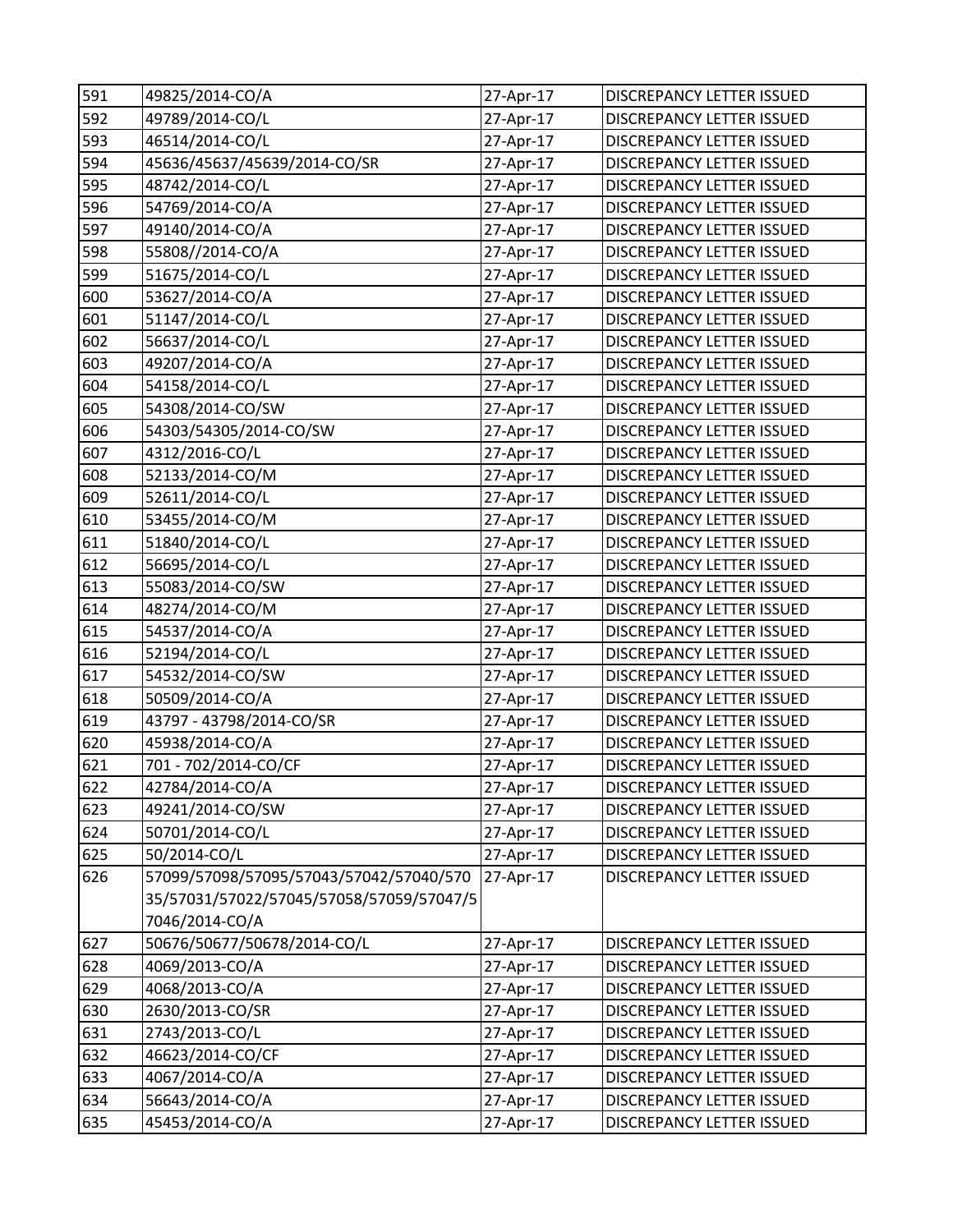| 591 | 49825/2014-CO/A | 27-Apr-17 | DISCREPANCY LETTER ISSUED |
|---|---|---|---|
| 592 | 49789/2014-CO/L | 27-Apr-17 | DISCREPANCY LETTER ISSUED |
| 593 | 46514/2014-CO/L | 27-Apr-17 | DISCREPANCY LETTER ISSUED |
| 594 | 45636/45637/45639/2014-CO/SR | 27-Apr-17 | DISCREPANCY LETTER ISSUED |
| 595 | 48742/2014-CO/L | 27-Apr-17 | DISCREPANCY LETTER ISSUED |
| 596 | 54769/2014-CO/A | 27-Apr-17 | DISCREPANCY LETTER ISSUED |
| 597 | 49140/2014-CO/A | 27-Apr-17 | DISCREPANCY LETTER ISSUED |
| 598 | 55808//2014-CO/A | 27-Apr-17 | DISCREPANCY LETTER ISSUED |
| 599 | 51675/2014-CO/L | 27-Apr-17 | DISCREPANCY LETTER ISSUED |
| 600 | 53627/2014-CO/A | 27-Apr-17 | DISCREPANCY LETTER ISSUED |
| 601 | 51147/2014-CO/L | 27-Apr-17 | DISCREPANCY LETTER ISSUED |
| 602 | 56637/2014-CO/L | 27-Apr-17 | DISCREPANCY LETTER ISSUED |
| 603 | 49207/2014-CO/A | 27-Apr-17 | DISCREPANCY LETTER ISSUED |
| 604 | 54158/2014-CO/L | 27-Apr-17 | DISCREPANCY LETTER ISSUED |
| 605 | 54308/2014-CO/SW | 27-Apr-17 | DISCREPANCY LETTER ISSUED |
| 606 | 54303/54305/2014-CO/SW | 27-Apr-17 | DISCREPANCY LETTER ISSUED |
| 607 | 4312/2016-CO/L | 27-Apr-17 | DISCREPANCY LETTER ISSUED |
| 608 | 52133/2014-CO/M | 27-Apr-17 | DISCREPANCY LETTER ISSUED |
| 609 | 52611/2014-CO/L | 27-Apr-17 | DISCREPANCY LETTER ISSUED |
| 610 | 53455/2014-CO/M | 27-Apr-17 | DISCREPANCY LETTER ISSUED |
| 611 | 51840/2014-CO/L | 27-Apr-17 | DISCREPANCY LETTER ISSUED |
| 612 | 56695/2014-CO/L | 27-Apr-17 | DISCREPANCY LETTER ISSUED |
| 613 | 55083/2014-CO/SW | 27-Apr-17 | DISCREPANCY LETTER ISSUED |
| 614 | 48274/2014-CO/M | 27-Apr-17 | DISCREPANCY LETTER ISSUED |
| 615 | 54537/2014-CO/A | 27-Apr-17 | DISCREPANCY LETTER ISSUED |
| 616 | 52194/2014-CO/L | 27-Apr-17 | DISCREPANCY LETTER ISSUED |
| 617 | 54532/2014-CO/SW | 27-Apr-17 | DISCREPANCY LETTER ISSUED |
| 618 | 50509/2014-CO/A | 27-Apr-17 | DISCREPANCY LETTER ISSUED |
| 619 | 43797 - 43798/2014-CO/SR | 27-Apr-17 | DISCREPANCY LETTER ISSUED |
| 620 | 45938/2014-CO/A | 27-Apr-17 | DISCREPANCY LETTER ISSUED |
| 621 | 701 - 702/2014-CO/CF | 27-Apr-17 | DISCREPANCY LETTER ISSUED |
| 622 | 42784/2014-CO/A | 27-Apr-17 | DISCREPANCY LETTER ISSUED |
| 623 | 49241/2014-CO/SW | 27-Apr-17 | DISCREPANCY LETTER ISSUED |
| 624 | 50701/2014-CO/L | 27-Apr-17 | DISCREPANCY LETTER ISSUED |
| 625 | 50/2014-CO/L | 27-Apr-17 | DISCREPANCY LETTER ISSUED |
| 626 | 57099/57098/57095/57043/57042/57040/57035/57031/57022/57045/57058/57059/57047/57046/2014-CO/A | 27-Apr-17 | DISCREPANCY LETTER ISSUED |
| 627 | 50676/50677/50678/2014-CO/L | 27-Apr-17 | DISCREPANCY LETTER ISSUED |
| 628 | 4069/2013-CO/A | 27-Apr-17 | DISCREPANCY LETTER ISSUED |
| 629 | 4068/2013-CO/A | 27-Apr-17 | DISCREPANCY LETTER ISSUED |
| 630 | 2630/2013-CO/SR | 27-Apr-17 | DISCREPANCY LETTER ISSUED |
| 631 | 2743/2013-CO/L | 27-Apr-17 | DISCREPANCY LETTER ISSUED |
| 632 | 46623/2014-CO/CF | 27-Apr-17 | DISCREPANCY LETTER ISSUED |
| 633 | 4067/2014-CO/A | 27-Apr-17 | DISCREPANCY LETTER ISSUED |
| 634 | 56643/2014-CO/A | 27-Apr-17 | DISCREPANCY LETTER ISSUED |
| 635 | 45453/2014-CO/A | 27-Apr-17 | DISCREPANCY LETTER ISSUED |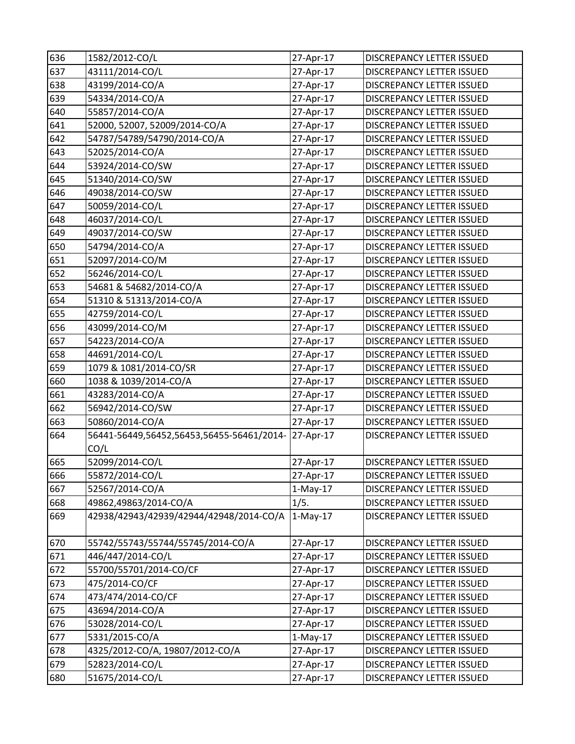| 636 | 1582/2012-CO/L | 27-Apr-17 | DISCREPANCY LETTER ISSUED |
|---|---|---|---|
| 637 | 43111/2014-CO/L | 27-Apr-17 | DISCREPANCY LETTER ISSUED |
| 638 | 43199/2014-CO/A | 27-Apr-17 | DISCREPANCY LETTER ISSUED |
| 639 | 54334/2014-CO/A | 27-Apr-17 | DISCREPANCY LETTER ISSUED |
| 640 | 55857/2014-CO/A | 27-Apr-17 | DISCREPANCY LETTER ISSUED |
| 641 | 52000, 52007, 52009/2014-CO/A | 27-Apr-17 | DISCREPANCY LETTER ISSUED |
| 642 | 54787/54789/54790/2014-CO/A | 27-Apr-17 | DISCREPANCY LETTER ISSUED |
| 643 | 52025/2014-CO/A | 27-Apr-17 | DISCREPANCY LETTER ISSUED |
| 644 | 53924/2014-CO/SW | 27-Apr-17 | DISCREPANCY LETTER ISSUED |
| 645 | 51340/2014-CO/SW | 27-Apr-17 | DISCREPANCY LETTER ISSUED |
| 646 | 49038/2014-CO/SW | 27-Apr-17 | DISCREPANCY LETTER ISSUED |
| 647 | 50059/2014-CO/L | 27-Apr-17 | DISCREPANCY LETTER ISSUED |
| 648 | 46037/2014-CO/L | 27-Apr-17 | DISCREPANCY LETTER ISSUED |
| 649 | 49037/2014-CO/SW | 27-Apr-17 | DISCREPANCY LETTER ISSUED |
| 650 | 54794/2014-CO/A | 27-Apr-17 | DISCREPANCY LETTER ISSUED |
| 651 | 52097/2014-CO/M | 27-Apr-17 | DISCREPANCY LETTER ISSUED |
| 652 | 56246/2014-CO/L | 27-Apr-17 | DISCREPANCY LETTER ISSUED |
| 653 | 54681 & 54682/2014-CO/A | 27-Apr-17 | DISCREPANCY LETTER ISSUED |
| 654 | 51310 & 51313/2014-CO/A | 27-Apr-17 | DISCREPANCY LETTER ISSUED |
| 655 | 42759/2014-CO/L | 27-Apr-17 | DISCREPANCY LETTER ISSUED |
| 656 | 43099/2014-CO/M | 27-Apr-17 | DISCREPANCY LETTER ISSUED |
| 657 | 54223/2014-CO/A | 27-Apr-17 | DISCREPANCY LETTER ISSUED |
| 658 | 44691/2014-CO/L | 27-Apr-17 | DISCREPANCY LETTER ISSUED |
| 659 | 1079 & 1081/2014-CO/SR | 27-Apr-17 | DISCREPANCY LETTER ISSUED |
| 660 | 1038 & 1039/2014-CO/A | 27-Apr-17 | DISCREPANCY LETTER ISSUED |
| 661 | 43283/2014-CO/A | 27-Apr-17 | DISCREPANCY LETTER ISSUED |
| 662 | 56942/2014-CO/SW | 27-Apr-17 | DISCREPANCY LETTER ISSUED |
| 663 | 50860/2014-CO/A | 27-Apr-17 | DISCREPANCY LETTER ISSUED |
| 664 | 56441-56449,56452,56453,56455-56461/2014-CO/L | 27-Apr-17 | DISCREPANCY LETTER ISSUED |
| 665 | 52099/2014-CO/L | 27-Apr-17 | DISCREPANCY LETTER ISSUED |
| 666 | 55872/2014-CO/L | 27-Apr-17 | DISCREPANCY LETTER ISSUED |
| 667 | 52567/2014-CO/A | 1-May-17 | DISCREPANCY LETTER ISSUED |
| 668 | 49862,49863/2014-CO/A | 1/5. | DISCREPANCY LETTER ISSUED |
| 669 | 42938/42943/42939/42944/42948/2014-CO/A | 1-May-17 | DISCREPANCY LETTER ISSUED |
| 670 | 55742/55743/55744/55745/2014-CO/A | 27-Apr-17 | DISCREPANCY LETTER ISSUED |
| 671 | 446/447/2014-CO/L | 27-Apr-17 | DISCREPANCY LETTER ISSUED |
| 672 | 55700/55701/2014-CO/CF | 27-Apr-17 | DISCREPANCY LETTER ISSUED |
| 673 | 475/2014-CO/CF | 27-Apr-17 | DISCREPANCY LETTER ISSUED |
| 674 | 473/474/2014-CO/CF | 27-Apr-17 | DISCREPANCY LETTER ISSUED |
| 675 | 43694/2014-CO/A | 27-Apr-17 | DISCREPANCY LETTER ISSUED |
| 676 | 53028/2014-CO/L | 27-Apr-17 | DISCREPANCY LETTER ISSUED |
| 677 | 5331/2015-CO/A | 1-May-17 | DISCREPANCY LETTER ISSUED |
| 678 | 4325/2012-CO/A, 19807/2012-CO/A | 27-Apr-17 | DISCREPANCY LETTER ISSUED |
| 679 | 52823/2014-CO/L | 27-Apr-17 | DISCREPANCY LETTER ISSUED |
| 680 | 51675/2014-CO/L | 27-Apr-17 | DISCREPANCY LETTER ISSUED |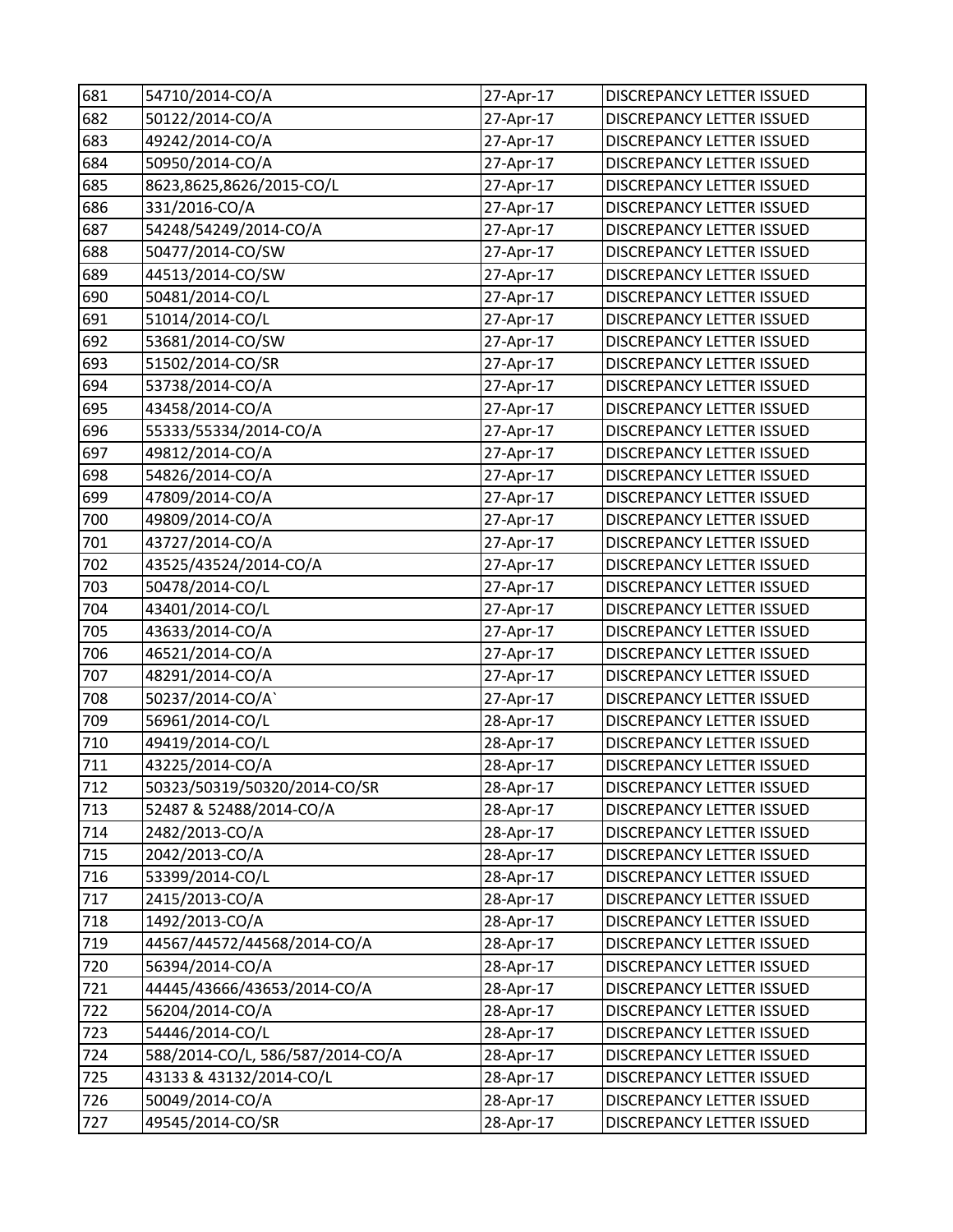| 681 | 54710/2014-CO/A | 27-Apr-17 | DISCREPANCY LETTER ISSUED |
|---|---|---|---|
| 682 | 50122/2014-CO/A | 27-Apr-17 | DISCREPANCY LETTER ISSUED |
| 683 | 49242/2014-CO/A | 27-Apr-17 | DISCREPANCY LETTER ISSUED |
| 684 | 50950/2014-CO/A | 27-Apr-17 | DISCREPANCY LETTER ISSUED |
| 685 | 8623,8625,8626/2015-CO/L | 27-Apr-17 | DISCREPANCY LETTER ISSUED |
| 686 | 331/2016-CO/A | 27-Apr-17 | DISCREPANCY LETTER ISSUED |
| 687 | 54248/54249/2014-CO/A | 27-Apr-17 | DISCREPANCY LETTER ISSUED |
| 688 | 50477/2014-CO/SW | 27-Apr-17 | DISCREPANCY LETTER ISSUED |
| 689 | 44513/2014-CO/SW | 27-Apr-17 | DISCREPANCY LETTER ISSUED |
| 690 | 50481/2014-CO/L | 27-Apr-17 | DISCREPANCY LETTER ISSUED |
| 691 | 51014/2014-CO/L | 27-Apr-17 | DISCREPANCY LETTER ISSUED |
| 692 | 53681/2014-CO/SW | 27-Apr-17 | DISCREPANCY LETTER ISSUED |
| 693 | 51502/2014-CO/SR | 27-Apr-17 | DISCREPANCY LETTER ISSUED |
| 694 | 53738/2014-CO/A | 27-Apr-17 | DISCREPANCY LETTER ISSUED |
| 695 | 43458/2014-CO/A | 27-Apr-17 | DISCREPANCY LETTER ISSUED |
| 696 | 55333/55334/2014-CO/A | 27-Apr-17 | DISCREPANCY LETTER ISSUED |
| 697 | 49812/2014-CO/A | 27-Apr-17 | DISCREPANCY LETTER ISSUED |
| 698 | 54826/2014-CO/A | 27-Apr-17 | DISCREPANCY LETTER ISSUED |
| 699 | 47809/2014-CO/A | 27-Apr-17 | DISCREPANCY LETTER ISSUED |
| 700 | 49809/2014-CO/A | 27-Apr-17 | DISCREPANCY LETTER ISSUED |
| 701 | 43727/2014-CO/A | 27-Apr-17 | DISCREPANCY LETTER ISSUED |
| 702 | 43525/43524/2014-CO/A | 27-Apr-17 | DISCREPANCY LETTER ISSUED |
| 703 | 50478/2014-CO/L | 27-Apr-17 | DISCREPANCY LETTER ISSUED |
| 704 | 43401/2014-CO/L | 27-Apr-17 | DISCREPANCY LETTER ISSUED |
| 705 | 43633/2014-CO/A | 27-Apr-17 | DISCREPANCY LETTER ISSUED |
| 706 | 46521/2014-CO/A | 27-Apr-17 | DISCREPANCY LETTER ISSUED |
| 707 | 48291/2014-CO/A | 27-Apr-17 | DISCREPANCY LETTER ISSUED |
| 708 | 50237/2014-CO/A` | 27-Apr-17 | DISCREPANCY LETTER ISSUED |
| 709 | 56961/2014-CO/L | 28-Apr-17 | DISCREPANCY LETTER ISSUED |
| 710 | 49419/2014-CO/L | 28-Apr-17 | DISCREPANCY LETTER ISSUED |
| 711 | 43225/2014-CO/A | 28-Apr-17 | DISCREPANCY LETTER ISSUED |
| 712 | 50323/50319/50320/2014-CO/SR | 28-Apr-17 | DISCREPANCY LETTER ISSUED |
| 713 | 52487 & 52488/2014-CO/A | 28-Apr-17 | DISCREPANCY LETTER ISSUED |
| 714 | 2482/2013-CO/A | 28-Apr-17 | DISCREPANCY LETTER ISSUED |
| 715 | 2042/2013-CO/A | 28-Apr-17 | DISCREPANCY LETTER ISSUED |
| 716 | 53399/2014-CO/L | 28-Apr-17 | DISCREPANCY LETTER ISSUED |
| 717 | 2415/2013-CO/A | 28-Apr-17 | DISCREPANCY LETTER ISSUED |
| 718 | 1492/2013-CO/A | 28-Apr-17 | DISCREPANCY LETTER ISSUED |
| 719 | 44567/44572/44568/2014-CO/A | 28-Apr-17 | DISCREPANCY LETTER ISSUED |
| 720 | 56394/2014-CO/A | 28-Apr-17 | DISCREPANCY LETTER ISSUED |
| 721 | 44445/43666/43653/2014-CO/A | 28-Apr-17 | DISCREPANCY LETTER ISSUED |
| 722 | 56204/2014-CO/A | 28-Apr-17 | DISCREPANCY LETTER ISSUED |
| 723 | 54446/2014-CO/L | 28-Apr-17 | DISCREPANCY LETTER ISSUED |
| 724 | 588/2014-CO/L, 586/587/2014-CO/A | 28-Apr-17 | DISCREPANCY LETTER ISSUED |
| 725 | 43133 & 43132/2014-CO/L | 28-Apr-17 | DISCREPANCY LETTER ISSUED |
| 726 | 50049/2014-CO/A | 28-Apr-17 | DISCREPANCY LETTER ISSUED |
| 727 | 49545/2014-CO/SR | 28-Apr-17 | DISCREPANCY LETTER ISSUED |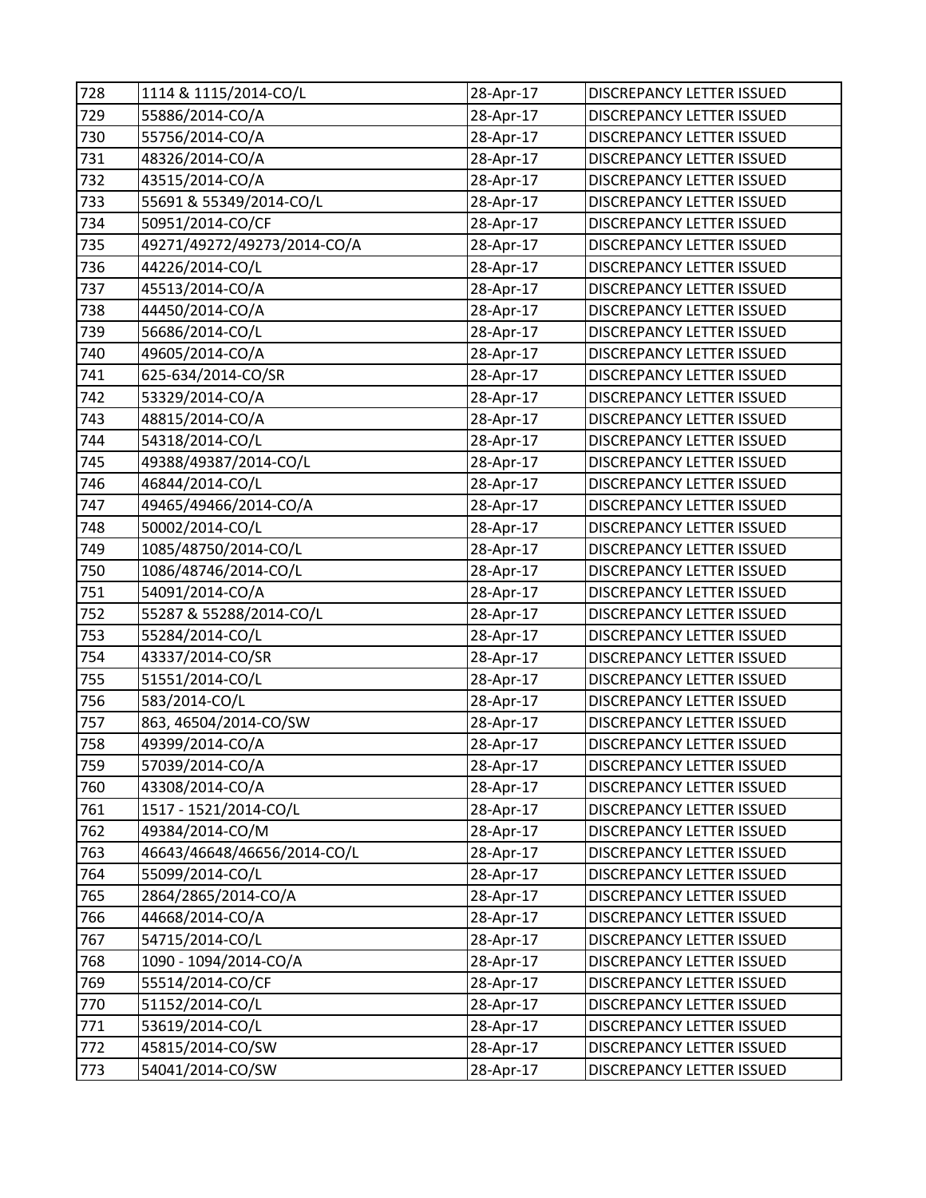| | | | |
|---|---|---|---|
| 728 | 1114 & 1115/2014-CO/L | 28-Apr-17 | DISCREPANCY LETTER ISSUED |
| 729 | 55886/2014-CO/A | 28-Apr-17 | DISCREPANCY LETTER ISSUED |
| 730 | 55756/2014-CO/A | 28-Apr-17 | DISCREPANCY LETTER ISSUED |
| 731 | 48326/2014-CO/A | 28-Apr-17 | DISCREPANCY LETTER ISSUED |
| 732 | 43515/2014-CO/A | 28-Apr-17 | DISCREPANCY LETTER ISSUED |
| 733 | 55691 & 55349/2014-CO/L | 28-Apr-17 | DISCREPANCY LETTER ISSUED |
| 734 | 50951/2014-CO/CF | 28-Apr-17 | DISCREPANCY LETTER ISSUED |
| 735 | 49271/49272/49273/2014-CO/A | 28-Apr-17 | DISCREPANCY LETTER ISSUED |
| 736 | 44226/2014-CO/L | 28-Apr-17 | DISCREPANCY LETTER ISSUED |
| 737 | 45513/2014-CO/A | 28-Apr-17 | DISCREPANCY LETTER ISSUED |
| 738 | 44450/2014-CO/A | 28-Apr-17 | DISCREPANCY LETTER ISSUED |
| 739 | 56686/2014-CO/L | 28-Apr-17 | DISCREPANCY LETTER ISSUED |
| 740 | 49605/2014-CO/A | 28-Apr-17 | DISCREPANCY LETTER ISSUED |
| 741 | 625-634/2014-CO/SR | 28-Apr-17 | DISCREPANCY LETTER ISSUED |
| 742 | 53329/2014-CO/A | 28-Apr-17 | DISCREPANCY LETTER ISSUED |
| 743 | 48815/2014-CO/A | 28-Apr-17 | DISCREPANCY LETTER ISSUED |
| 744 | 54318/2014-CO/L | 28-Apr-17 | DISCREPANCY LETTER ISSUED |
| 745 | 49388/49387/2014-CO/L | 28-Apr-17 | DISCREPANCY LETTER ISSUED |
| 746 | 46844/2014-CO/L | 28-Apr-17 | DISCREPANCY LETTER ISSUED |
| 747 | 49465/49466/2014-CO/A | 28-Apr-17 | DISCREPANCY LETTER ISSUED |
| 748 | 50002/2014-CO/L | 28-Apr-17 | DISCREPANCY LETTER ISSUED |
| 749 | 1085/48750/2014-CO/L | 28-Apr-17 | DISCREPANCY LETTER ISSUED |
| 750 | 1086/48746/2014-CO/L | 28-Apr-17 | DISCREPANCY LETTER ISSUED |
| 751 | 54091/2014-CO/A | 28-Apr-17 | DISCREPANCY LETTER ISSUED |
| 752 | 55287 & 55288/2014-CO/L | 28-Apr-17 | DISCREPANCY LETTER ISSUED |
| 753 | 55284/2014-CO/L | 28-Apr-17 | DISCREPANCY LETTER ISSUED |
| 754 | 43337/2014-CO/SR | 28-Apr-17 | DISCREPANCY LETTER ISSUED |
| 755 | 51551/2014-CO/L | 28-Apr-17 | DISCREPANCY LETTER ISSUED |
| 756 | 583/2014-CO/L | 28-Apr-17 | DISCREPANCY LETTER ISSUED |
| 757 | 863, 46504/2014-CO/SW | 28-Apr-17 | DISCREPANCY LETTER ISSUED |
| 758 | 49399/2014-CO/A | 28-Apr-17 | DISCREPANCY LETTER ISSUED |
| 759 | 57039/2014-CO/A | 28-Apr-17 | DISCREPANCY LETTER ISSUED |
| 760 | 43308/2014-CO/A | 28-Apr-17 | DISCREPANCY LETTER ISSUED |
| 761 | 1517 - 1521/2014-CO/L | 28-Apr-17 | DISCREPANCY LETTER ISSUED |
| 762 | 49384/2014-CO/M | 28-Apr-17 | DISCREPANCY LETTER ISSUED |
| 763 | 46643/46648/46656/2014-CO/L | 28-Apr-17 | DISCREPANCY LETTER ISSUED |
| 764 | 55099/2014-CO/L | 28-Apr-17 | DISCREPANCY LETTER ISSUED |
| 765 | 2864/2865/2014-CO/A | 28-Apr-17 | DISCREPANCY LETTER ISSUED |
| 766 | 44668/2014-CO/A | 28-Apr-17 | DISCREPANCY LETTER ISSUED |
| 767 | 54715/2014-CO/L | 28-Apr-17 | DISCREPANCY LETTER ISSUED |
| 768 | 1090 - 1094/2014-CO/A | 28-Apr-17 | DISCREPANCY LETTER ISSUED |
| 769 | 55514/2014-CO/CF | 28-Apr-17 | DISCREPANCY LETTER ISSUED |
| 770 | 51152/2014-CO/L | 28-Apr-17 | DISCREPANCY LETTER ISSUED |
| 771 | 53619/2014-CO/L | 28-Apr-17 | DISCREPANCY LETTER ISSUED |
| 772 | 45815/2014-CO/SW | 28-Apr-17 | DISCREPANCY LETTER ISSUED |
| 773 | 54041/2014-CO/SW | 28-Apr-17 | DISCREPANCY LETTER ISSUED |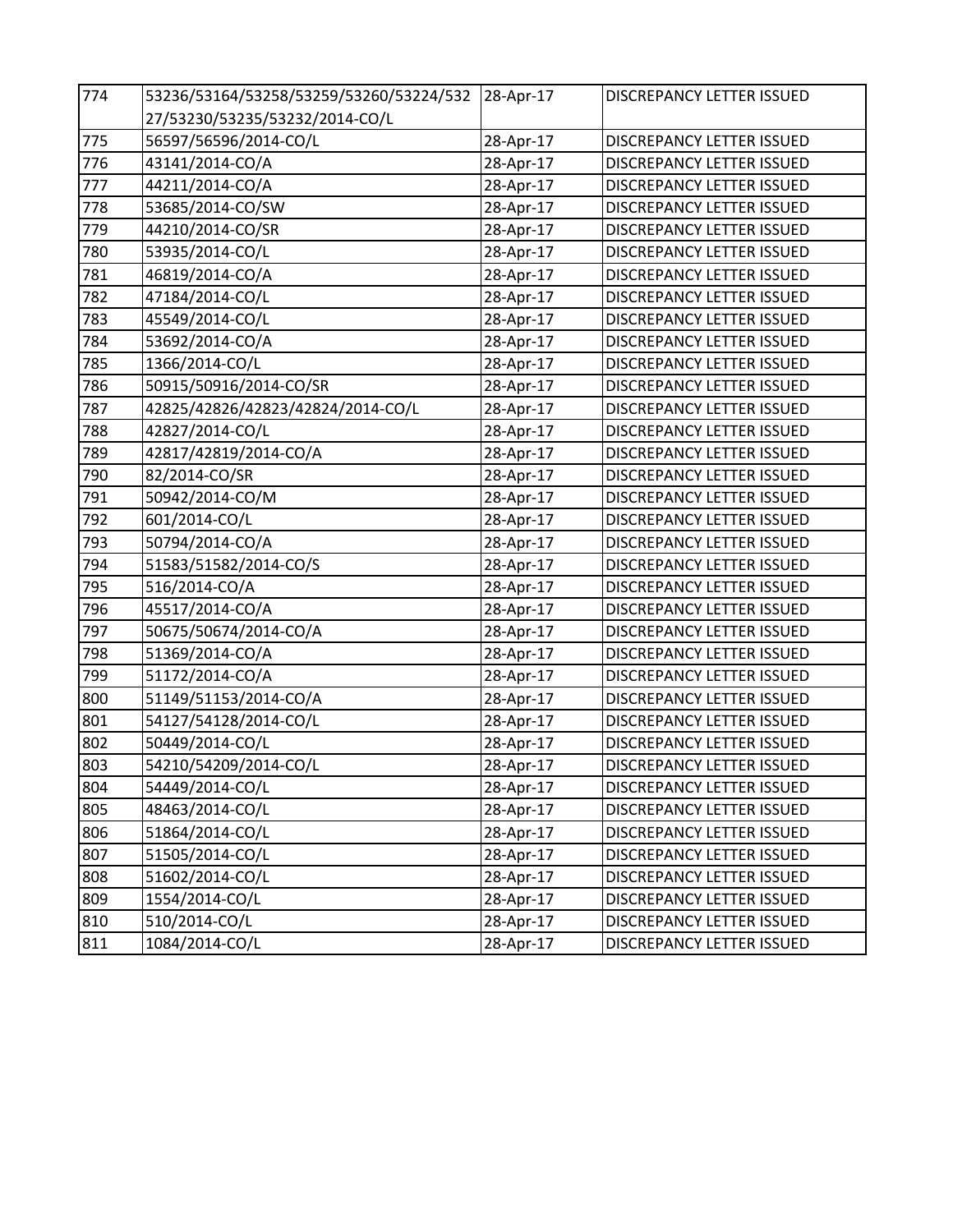| | | | |
|---|---|---|---|
| 774 | 53236/53164/53258/53259/53260/53224/53227/53230/53235/53232/2014-CO/L | 28-Apr-17 | DISCREPANCY LETTER ISSUED |
| 775 | 56597/56596/2014-CO/L | 28-Apr-17 | DISCREPANCY LETTER ISSUED |
| 776 | 43141/2014-CO/A | 28-Apr-17 | DISCREPANCY LETTER ISSUED |
| 777 | 44211/2014-CO/A | 28-Apr-17 | DISCREPANCY LETTER ISSUED |
| 778 | 53685/2014-CO/SW | 28-Apr-17 | DISCREPANCY LETTER ISSUED |
| 779 | 44210/2014-CO/SR | 28-Apr-17 | DISCREPANCY LETTER ISSUED |
| 780 | 53935/2014-CO/L | 28-Apr-17 | DISCREPANCY LETTER ISSUED |
| 781 | 46819/2014-CO/A | 28-Apr-17 | DISCREPANCY LETTER ISSUED |
| 782 | 47184/2014-CO/L | 28-Apr-17 | DISCREPANCY LETTER ISSUED |
| 783 | 45549/2014-CO/L | 28-Apr-17 | DISCREPANCY LETTER ISSUED |
| 784 | 53692/2014-CO/A | 28-Apr-17 | DISCREPANCY LETTER ISSUED |
| 785 | 1366/2014-CO/L | 28-Apr-17 | DISCREPANCY LETTER ISSUED |
| 786 | 50915/50916/2014-CO/SR | 28-Apr-17 | DISCREPANCY LETTER ISSUED |
| 787 | 42825/42826/42823/42824/2014-CO/L | 28-Apr-17 | DISCREPANCY LETTER ISSUED |
| 788 | 42827/2014-CO/L | 28-Apr-17 | DISCREPANCY LETTER ISSUED |
| 789 | 42817/42819/2014-CO/A | 28-Apr-17 | DISCREPANCY LETTER ISSUED |
| 790 | 82/2014-CO/SR | 28-Apr-17 | DISCREPANCY LETTER ISSUED |
| 791 | 50942/2014-CO/M | 28-Apr-17 | DISCREPANCY LETTER ISSUED |
| 792 | 601/2014-CO/L | 28-Apr-17 | DISCREPANCY LETTER ISSUED |
| 793 | 50794/2014-CO/A | 28-Apr-17 | DISCREPANCY LETTER ISSUED |
| 794 | 51583/51582/2014-CO/S | 28-Apr-17 | DISCREPANCY LETTER ISSUED |
| 795 | 516/2014-CO/A | 28-Apr-17 | DISCREPANCY LETTER ISSUED |
| 796 | 45517/2014-CO/A | 28-Apr-17 | DISCREPANCY LETTER ISSUED |
| 797 | 50675/50674/2014-CO/A | 28-Apr-17 | DISCREPANCY LETTER ISSUED |
| 798 | 51369/2014-CO/A | 28-Apr-17 | DISCREPANCY LETTER ISSUED |
| 799 | 51172/2014-CO/A | 28-Apr-17 | DISCREPANCY LETTER ISSUED |
| 800 | 51149/51153/2014-CO/A | 28-Apr-17 | DISCREPANCY LETTER ISSUED |
| 801 | 54127/54128/2014-CO/L | 28-Apr-17 | DISCREPANCY LETTER ISSUED |
| 802 | 50449/2014-CO/L | 28-Apr-17 | DISCREPANCY LETTER ISSUED |
| 803 | 54210/54209/2014-CO/L | 28-Apr-17 | DISCREPANCY LETTER ISSUED |
| 804 | 54449/2014-CO/L | 28-Apr-17 | DISCREPANCY LETTER ISSUED |
| 805 | 48463/2014-CO/L | 28-Apr-17 | DISCREPANCY LETTER ISSUED |
| 806 | 51864/2014-CO/L | 28-Apr-17 | DISCREPANCY LETTER ISSUED |
| 807 | 51505/2014-CO/L | 28-Apr-17 | DISCREPANCY LETTER ISSUED |
| 808 | 51602/2014-CO/L | 28-Apr-17 | DISCREPANCY LETTER ISSUED |
| 809 | 1554/2014-CO/L | 28-Apr-17 | DISCREPANCY LETTER ISSUED |
| 810 | 510/2014-CO/L | 28-Apr-17 | DISCREPANCY LETTER ISSUED |
| 811 | 1084/2014-CO/L | 28-Apr-17 | DISCREPANCY LETTER ISSUED |